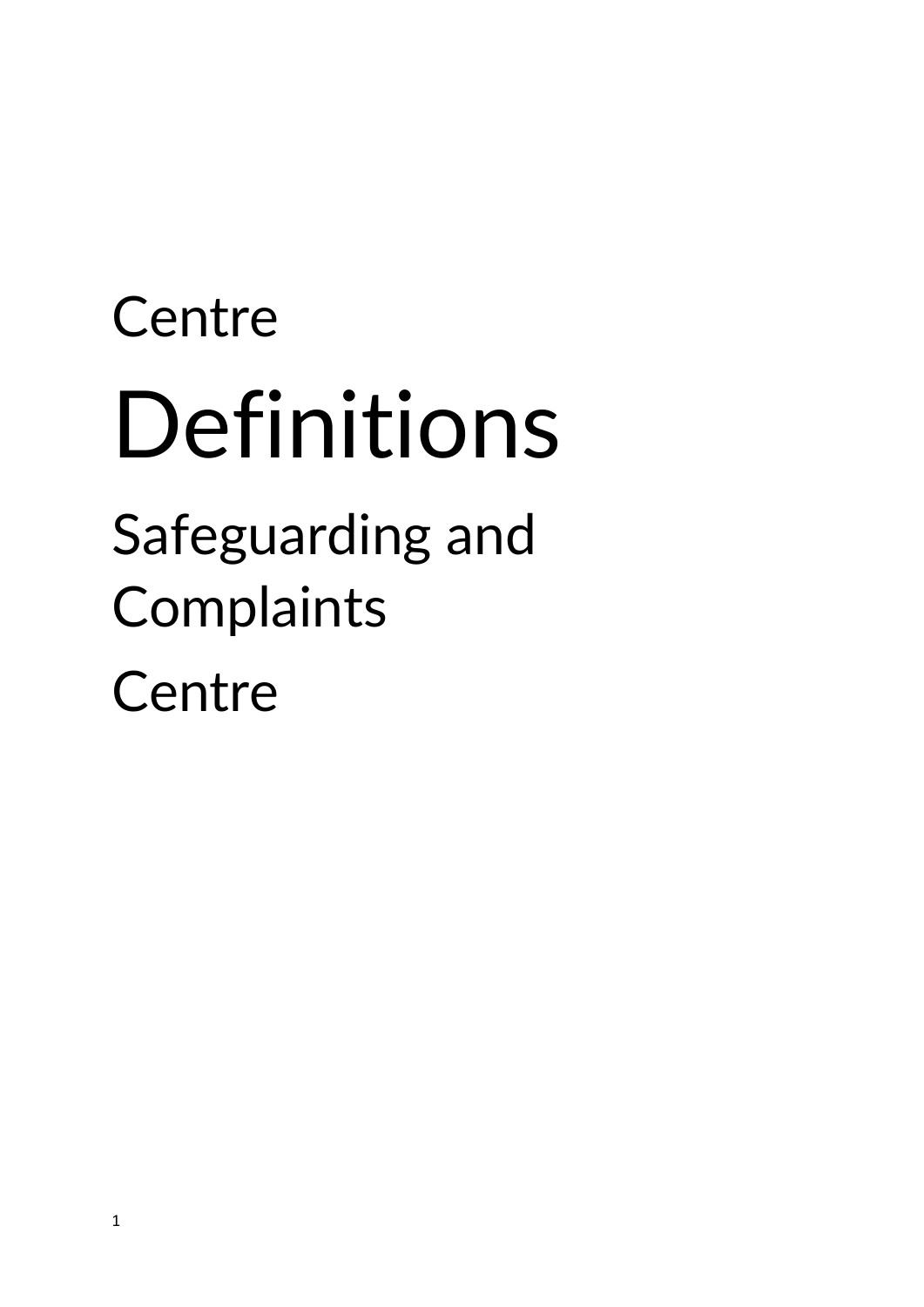Centre

# Definitions

Safeguarding and Complaints

Centre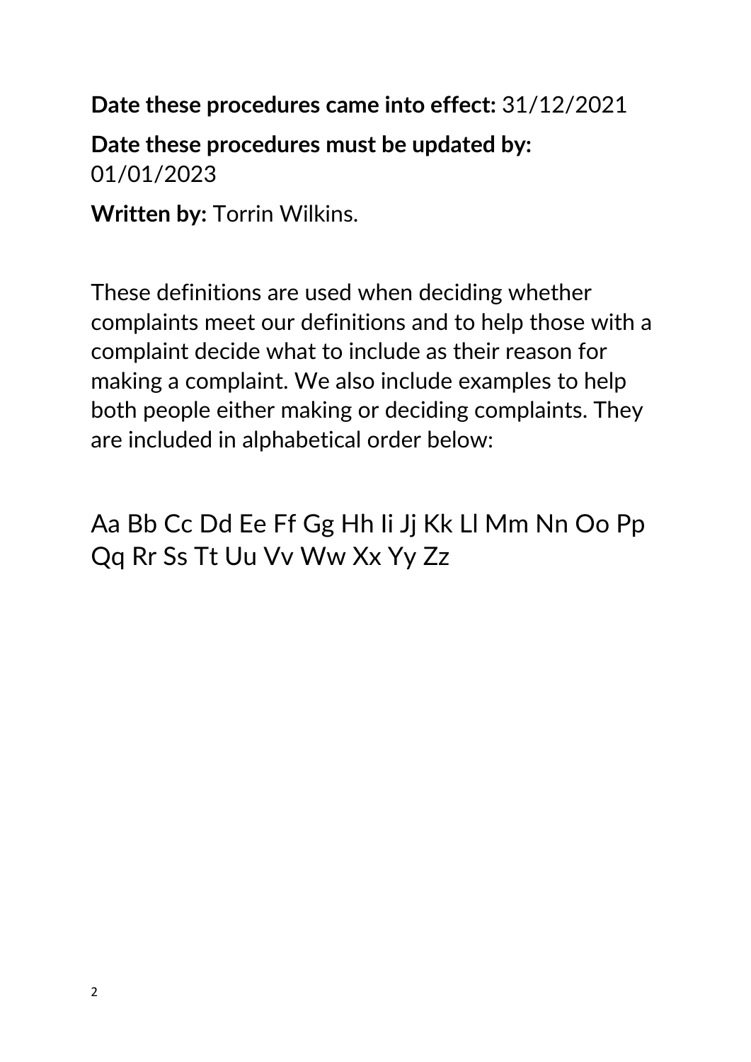**Date these procedures came into effect:** 31/12/2021

**Date these procedures must be updated by:** 01/01/2023

**Written by:** Torrin Wilkins.

These definitions are used when deciding whether complaints meet our definitions and to help those with a complaint decide what to include as their reason for making a complaint. We also include examples to help both people either making or deciding complaints. They are included in alphabetical order below:

Aa Bb Cc Dd Ee Ff Gg Hh Ii Jj Kk Ll Mm Nn Oo Pp Qq Rr Ss Tt Uu Vv Ww Xx Yy Zz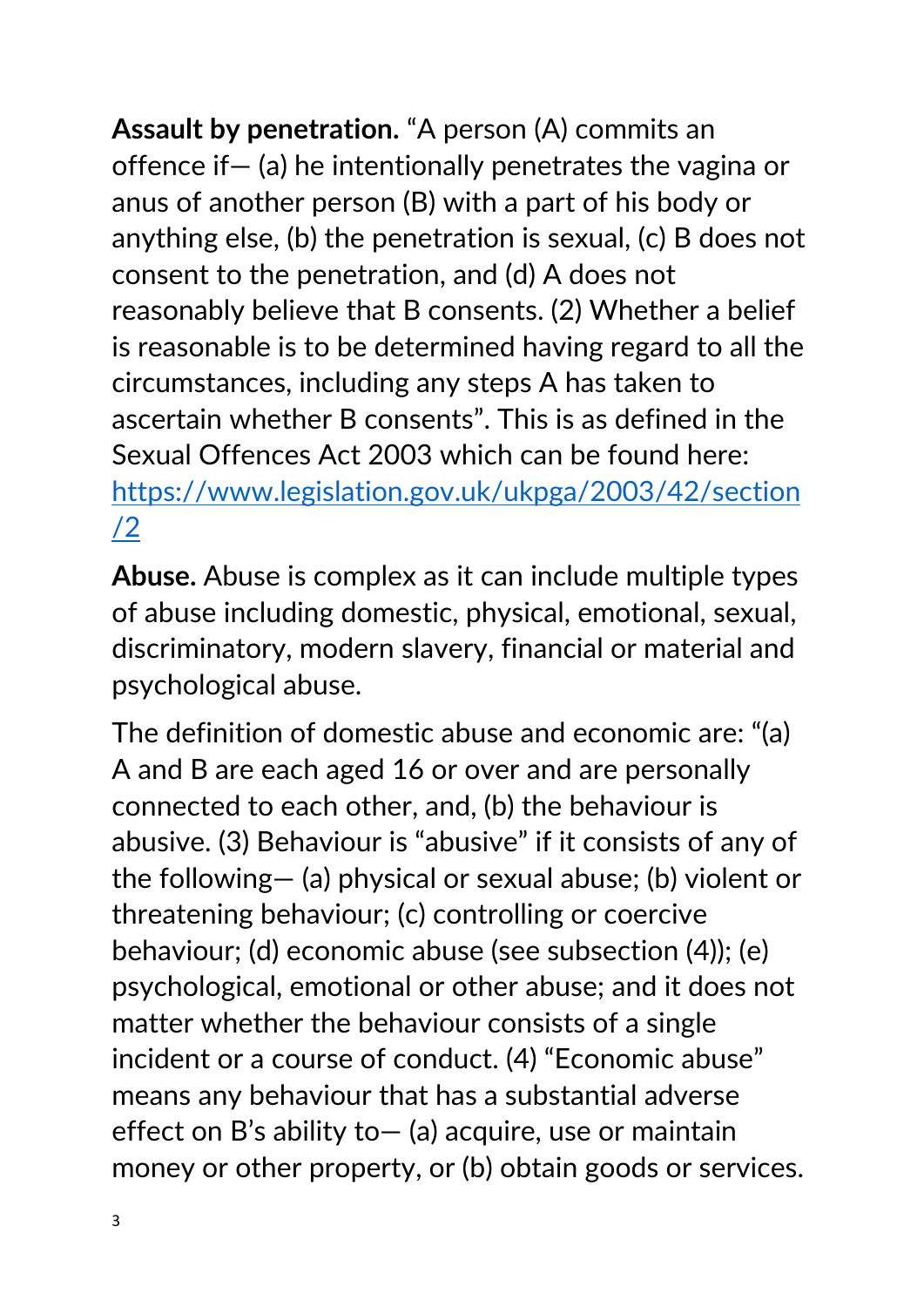**Assault by penetration.** "A person (A) commits an offence if— (a) he intentionally penetrates the vagina or anus of another person (B) with a part of his body or anything else, (b) the penetration is sexual, (c) B does not consent to the penetration, and (d) A does not reasonably believe that B consents. (2) Whether a belief is reasonable is to be determined having regard to all the circumstances, including any steps A has taken to ascertain whether B consents". This is as defined in the Sexual Offences Act 2003 which can be found here: https://www.legislation.gov.uk/ukpga/2003/42/section/2

**Abuse.** Abuse is complex as it can include multiple types of abuse including domestic, physical, emotional, sexual, discriminatory, modern slavery, financial or material and psychological abuse.

The definition of domestic abuse and economic are: "(a) A and B are each aged 16 or over and are personally connected to each other, and, (b) the behaviour is abusive. (3) Behaviour is "abusive" if it consists of any of the following— (a) physical or sexual abuse; (b) violent or threatening behaviour; (c) controlling or coercive behaviour; (d) economic abuse (see subsection (4)); (e) psychological, emotional or other abuse; and it does not matter whether the behaviour consists of a single incident or a course of conduct. (4) "Economic abuse" means any behaviour that has a substantial adverse effect on B's ability to— (a) acquire, use or maintain money or other property, or (b) obtain goods or services.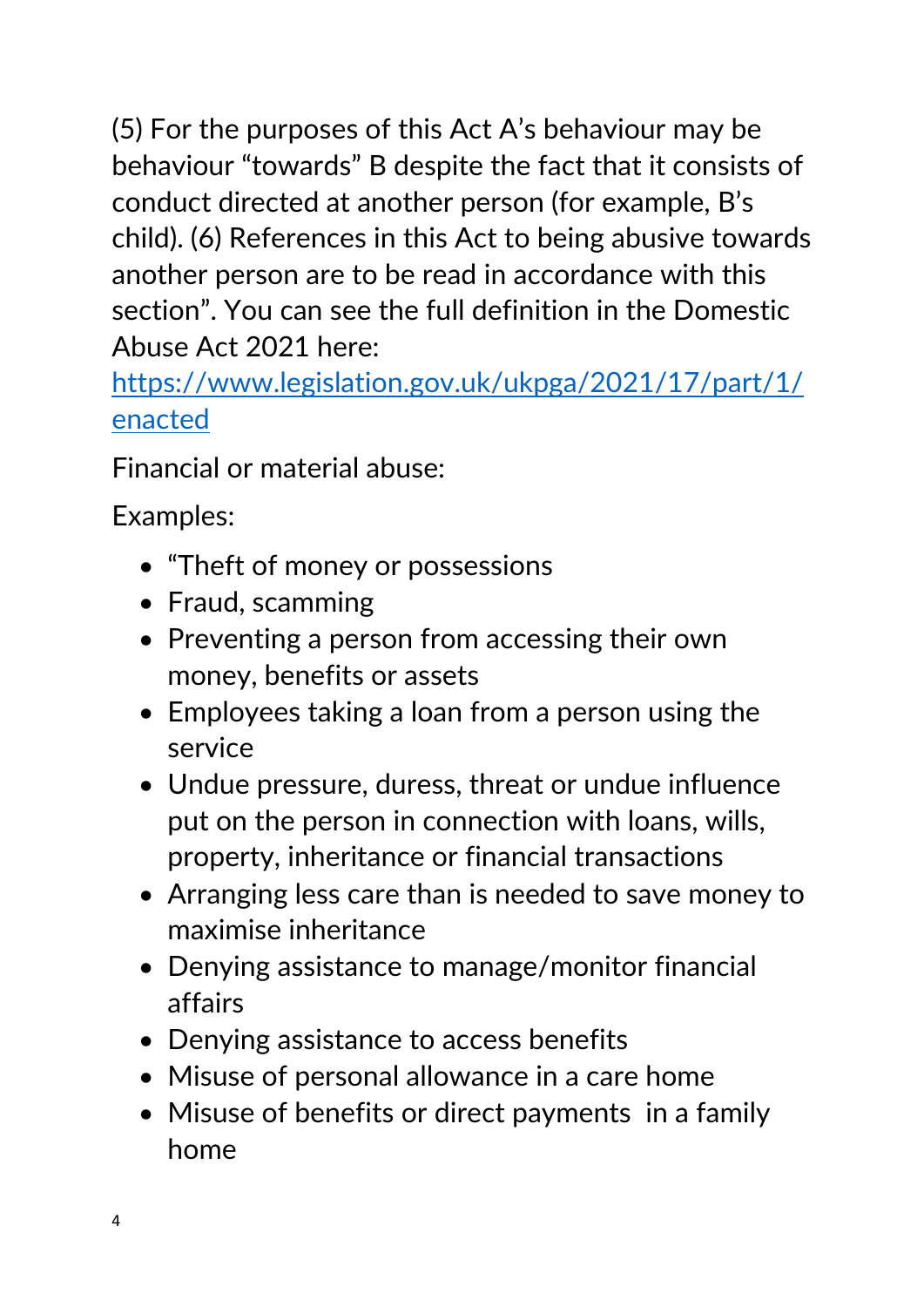(5) For the purposes of this Act A's behaviour may be behaviour "towards" B despite the fact that it consists of conduct directed at another person (for example, B's child). (6) References in this Act to being abusive towards another person are to be read in accordance with this section". You can see the full definition in the Domestic Abuse Act 2021 here: [https://www.legislation.gov.uk/ukpga/2021/17/part/1/enacted](https://www.legislation.gov.uk/ukpga/2021/17/part/1/enacted)

Financial or material abuse:

Examples:

- "Theft of money or possessions
- Fraud, scamming
- Preventing a person from accessing their own money, benefits or assets
- Employees taking a loan from a person using the service
- Undue pressure, duress, threat or undue influence put on the person in connection with loans, wills, property, inheritance or financial transactions
- Arranging less care than is needed to save money to maximise inheritance
- Denying assistance to manage/monitor financial affairs
- Denying assistance to access benefits
- Misuse of personal allowance in a care home
- Misuse of benefits or direct payments in a family home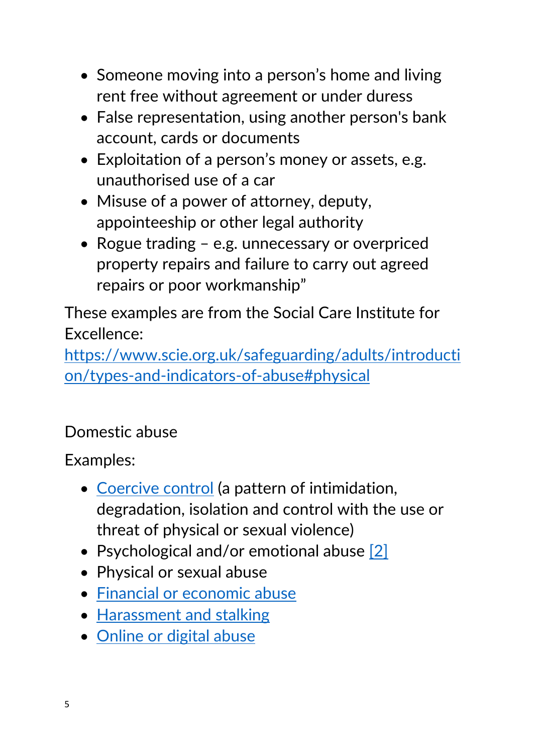- Someone moving into a person's home and living rent free without agreement or under duress
- False representation, using another person's bank account, cards or documents
- Exploitation of a person's money or assets, e.g. unauthorised use of a car
- Misuse of a power of attorney, deputy, appointeeship or other legal authority
- Rogue trading – e.g. unnecessary or overpriced property repairs and failure to carry out agreed repairs or poor workmanship"

These examples are from the Social Care Institute for Excellence: [https://www.scie.org.uk/safeguarding/adults/introduction/types-and-indicators-of-abuse#physical](https://www.scie.org.uk/safeguarding/adults/introduction/types-and-indicators-of-abuse#physical)

Domestic abuse

Examples:

- Coercive control (a pattern of intimidation, degradation, isolation and control with the use or threat of physical or sexual violence)
- Psychological and/or emotional abuse [2]
- Physical or sexual abuse
- Financial or economic abuse
- Harassment and stalking
- Online or digital abuse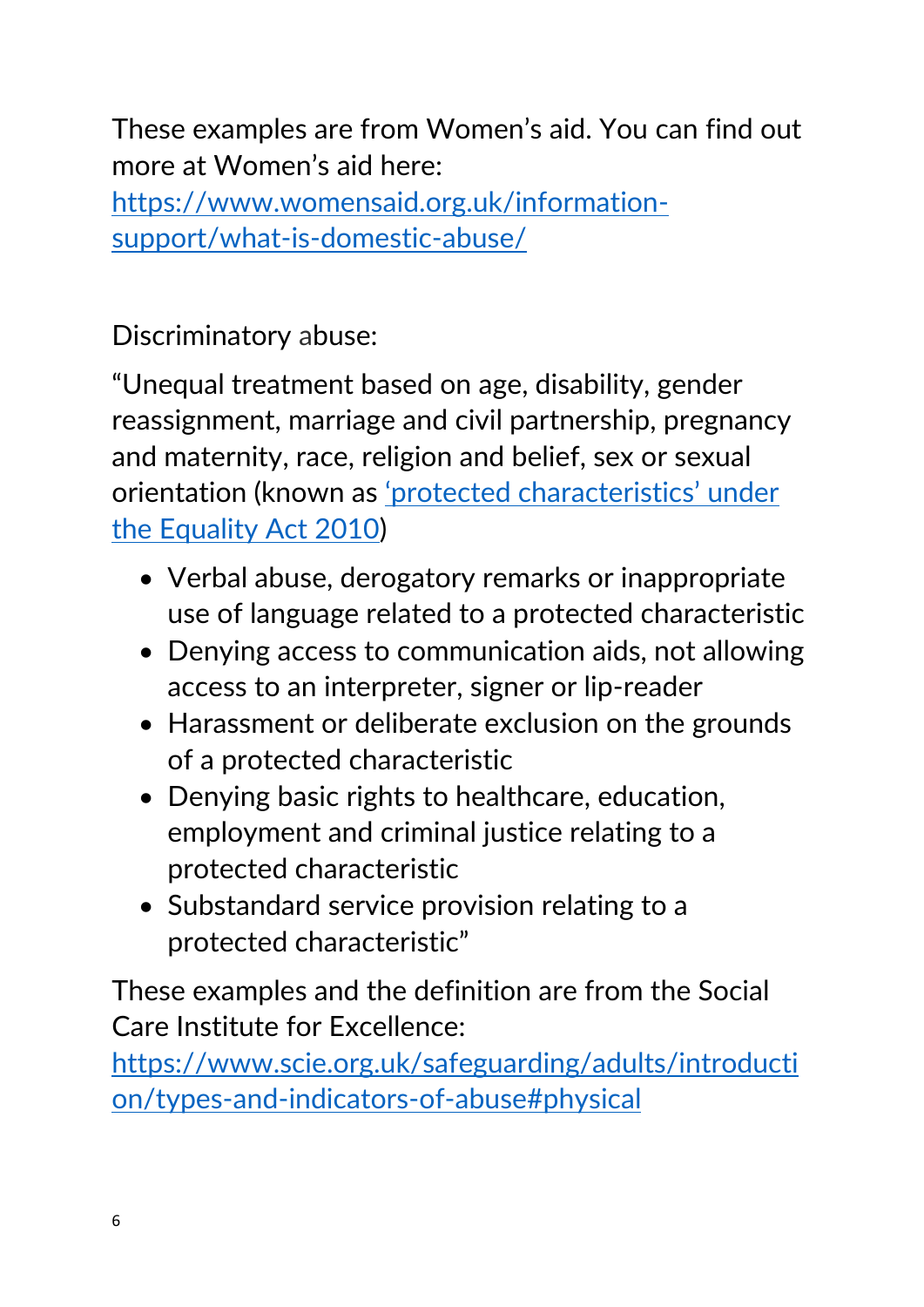These examples are from Women's aid. You can find out more at Women's aid here: [https://www.womensaid.org.uk/information-support/what-is-domestic-abuse/](https://www.womensaid.org.uk/information-support/what-is-domestic-abuse/)

Discriminatory abuse:

"Unequal treatment based on age, disability, gender reassignment, marriage and civil partnership, pregnancy and maternity, race, religion and belief, sex or sexual orientation (known as [‘protected characteristics’ under the Equality Act 2010](#))

- Verbal abuse, derogatory remarks or inappropriate use of language related to a protected characteristic
- Denying access to communication aids, not allowing access to an interpreter, signer or lip-reader
- Harassment or deliberate exclusion on the grounds of a protected characteristic
- Denying basic rights to healthcare, education, employment and criminal justice relating to a protected characteristic
- Substandard service provision relating to a protected characteristic"

These examples and the definition are from the Social Care Institute for Excellence: [https://www.scie.org.uk/safeguarding/adults/introduction/types-and-indicators-of-abuse#physical](https://www.scie.org.uk/safeguarding/adults/introduction/types-and-indicators-of-abuse#physical)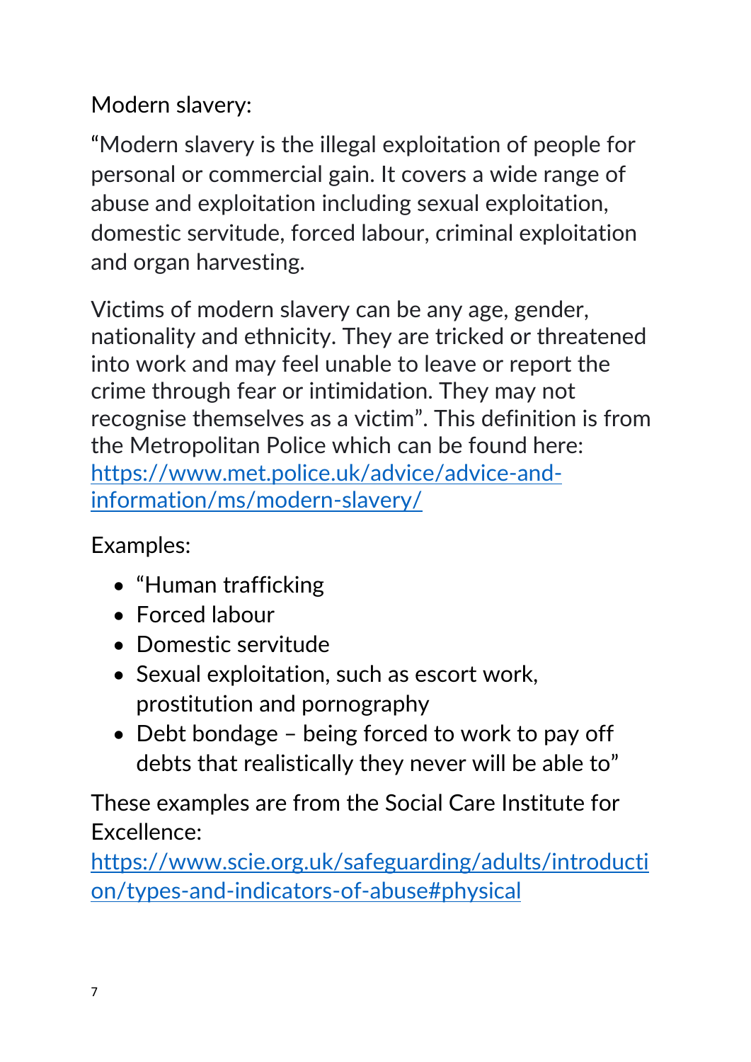Modern slavery:

“Modern slavery is the illegal exploitation of people for personal or commercial gain. It covers a wide range of abuse and exploitation including sexual exploitation, domestic servitude, forced labour, criminal exploitation and organ harvesting.

Victims of modern slavery can be any age, gender, nationality and ethnicity. They are tricked or threatened into work and may feel unable to leave or report the crime through fear or intimidation. They may not recognise themselves as a victim”. This definition is from the Metropolitan Police which can be found here: [https://www.met.police.uk/advice/advice-and-information/ms/modern-slavery/](https://www.met.police.uk/advice/advice-and-information/ms/modern-slavery/)

Examples:

- “Human trafficking
- Forced labour
- Domestic servitude
- Sexual exploitation, such as escort work, prostitution and pornography
- Debt bondage – being forced to work to pay off debts that realistically they never will be able to”

These examples are from the Social Care Institute for Excellence: [https://www.scie.org.uk/safeguarding/adults/introduction/types-and-indicators-of-abuse#physical](https://www.scie.org.uk/safeguarding/adults/introduction/types-and-indicators-of-abuse#physical)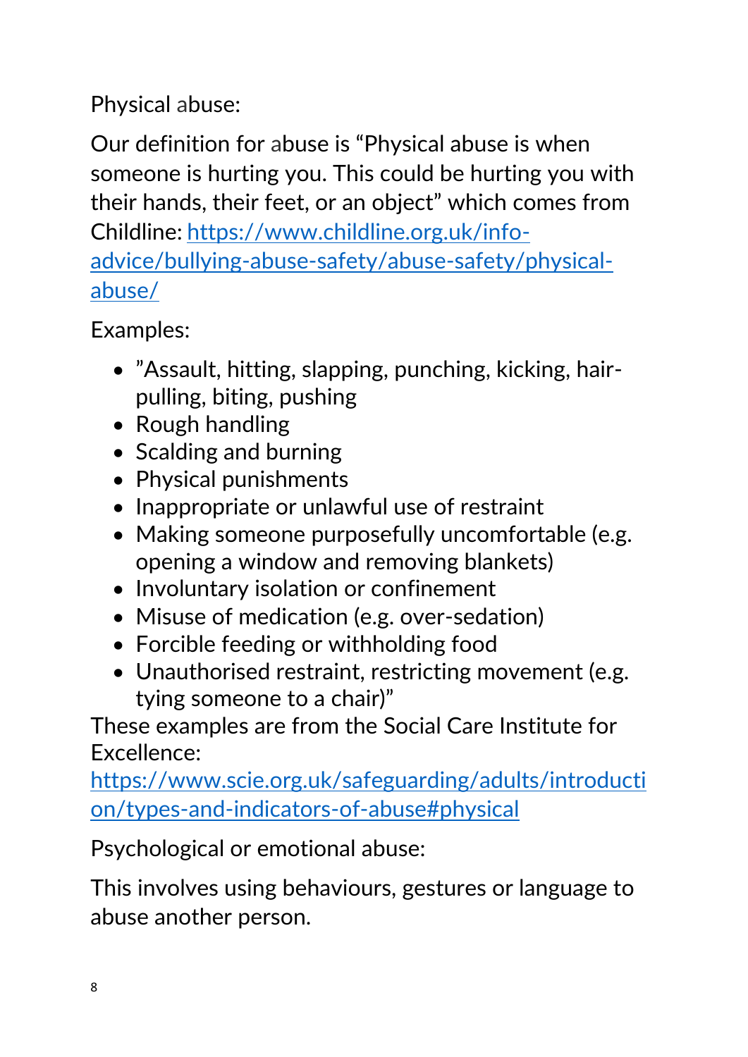Physical abuse:

Our definition for abuse is “Physical abuse is when someone is hurting you. This could be hurting you with their hands, their feet, or an object” which comes from Childline: [https://www.childline.org.uk/info-advice/bullying-abuse-safety/abuse-safety/physical-abuse/](https://www.childline.org.uk/info-advice/bullying-abuse-safety/abuse-safety/physical-abuse/)

Examples:

- ”Assault, hitting, slapping, punching, kicking, hair-pulling, biting, pushing
- Rough handling
- Scalding and burning
- Physical punishments
- Inappropriate or unlawful use of restraint
- Making someone purposefully uncomfortable (e.g. opening a window and removing blankets)
- Involuntary isolation or confinement
- Misuse of medication (e.g. over-sedation)
- Forcible feeding or withholding food
- Unauthorised restraint, restricting movement (e.g. tying someone to a chair)”

These examples are from the Social Care Institute for Excellence: [https://www.scie.org.uk/safeguarding/adults/introduction/types-and-indicators-of-abuse#physical](https://www.scie.org.uk/safeguarding/adults/introduction/types-and-indicators-of-abuse#physical)

Psychological or emotional abuse:

This involves using behaviours, gestures or language to abuse another person.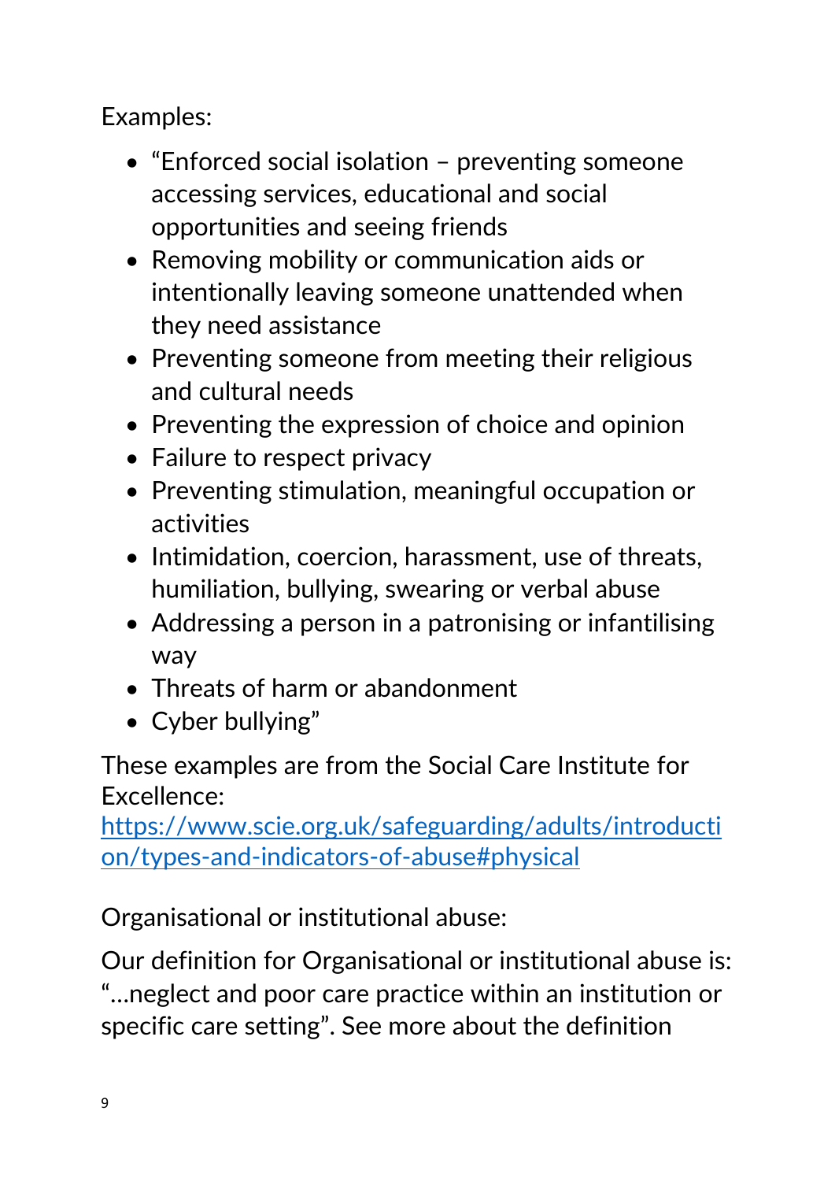Examples:

- “Enforced social isolation – preventing someone accessing services, educational and social opportunities and seeing friends
- Removing mobility or communication aids or intentionally leaving someone unattended when they need assistance
- Preventing someone from meeting their religious and cultural needs
- Preventing the expression of choice and opinion
- Failure to respect privacy
- Preventing stimulation, meaningful occupation or activities
- Intimidation, coercion, harassment, use of threats, humiliation, bullying, swearing or verbal abuse
- Addressing a person in a patronising or infantilising way
- Threats of harm or abandonment
- Cyber bullying”

These examples are from the Social Care Institute for Excellence: [https://www.scie.org.uk/safeguarding/adults/introduction/types-and-indicators-of-abuse#physical](https://www.scie.org.uk/safeguarding/adults/introduction/types-and-indicators-of-abuse#physical)

Organisational or institutional abuse:

Our definition for Organisational or institutional abuse is: “…neglect and poor care practice within an institution or specific care setting”. See more about the definition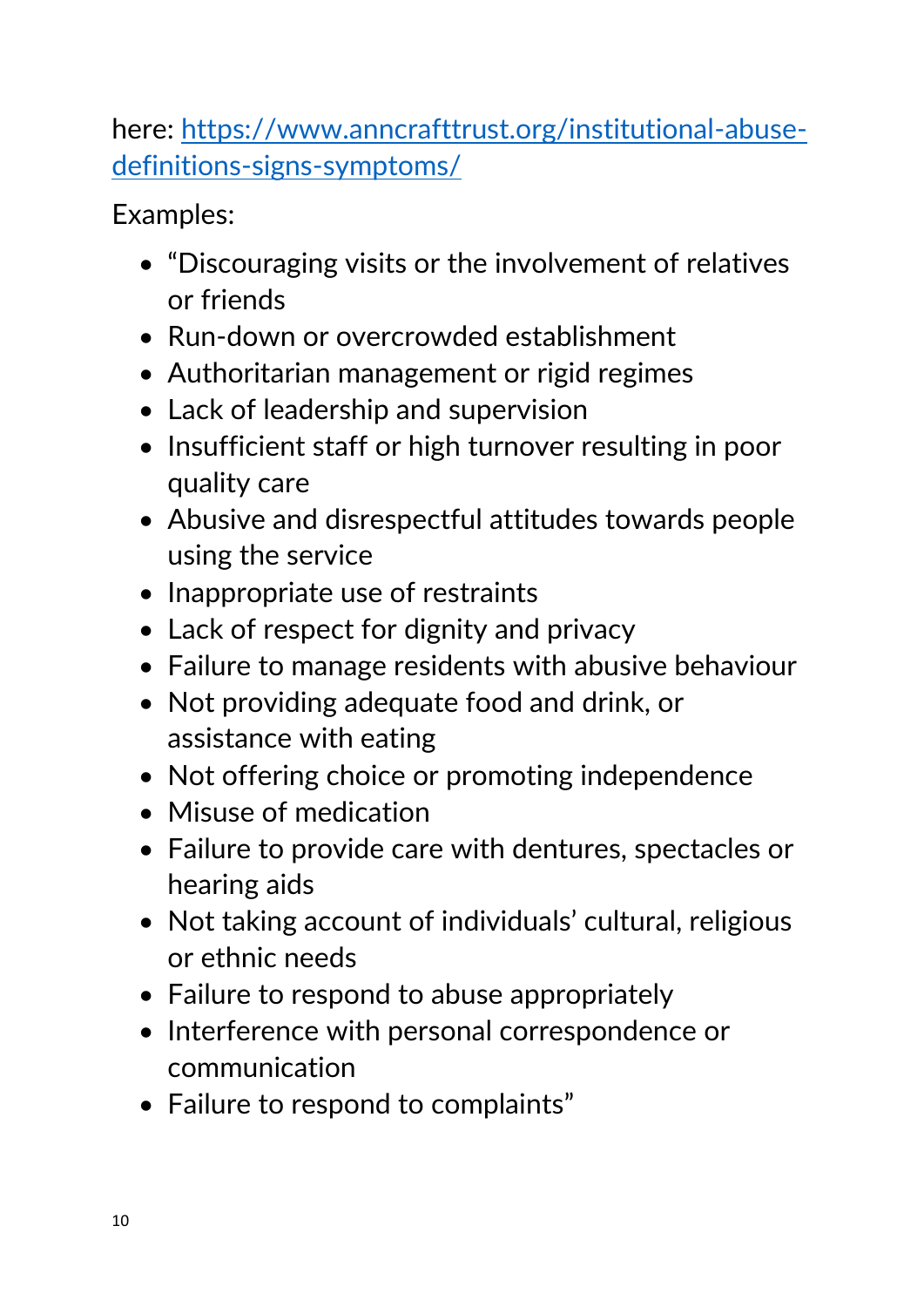here: [https://www.anncrafttrust.org/institutional-abuse-definitions-signs-symptoms/](https://www.anncrafttrust.org/institutional-abuse-definitions-signs-symptoms/)

Examples:

- "Discouraging visits or the involvement of relatives or friends
- Run-down or overcrowded establishment
- Authoritarian management or rigid regimes
- Lack of leadership and supervision
- Insufficient staff or high turnover resulting in poor quality care
- Abusive and disrespectful attitudes towards people using the service
- Inappropriate use of restraints
- Lack of respect for dignity and privacy
- Failure to manage residents with abusive behaviour
- Not providing adequate food and drink, or assistance with eating
- Not offering choice or promoting independence
- Misuse of medication
- Failure to provide care with dentures, spectacles or hearing aids
- Not taking account of individuals' cultural, religious or ethnic needs
- Failure to respond to abuse appropriately
- Interference with personal correspondence or communication
- Failure to respond to complaints"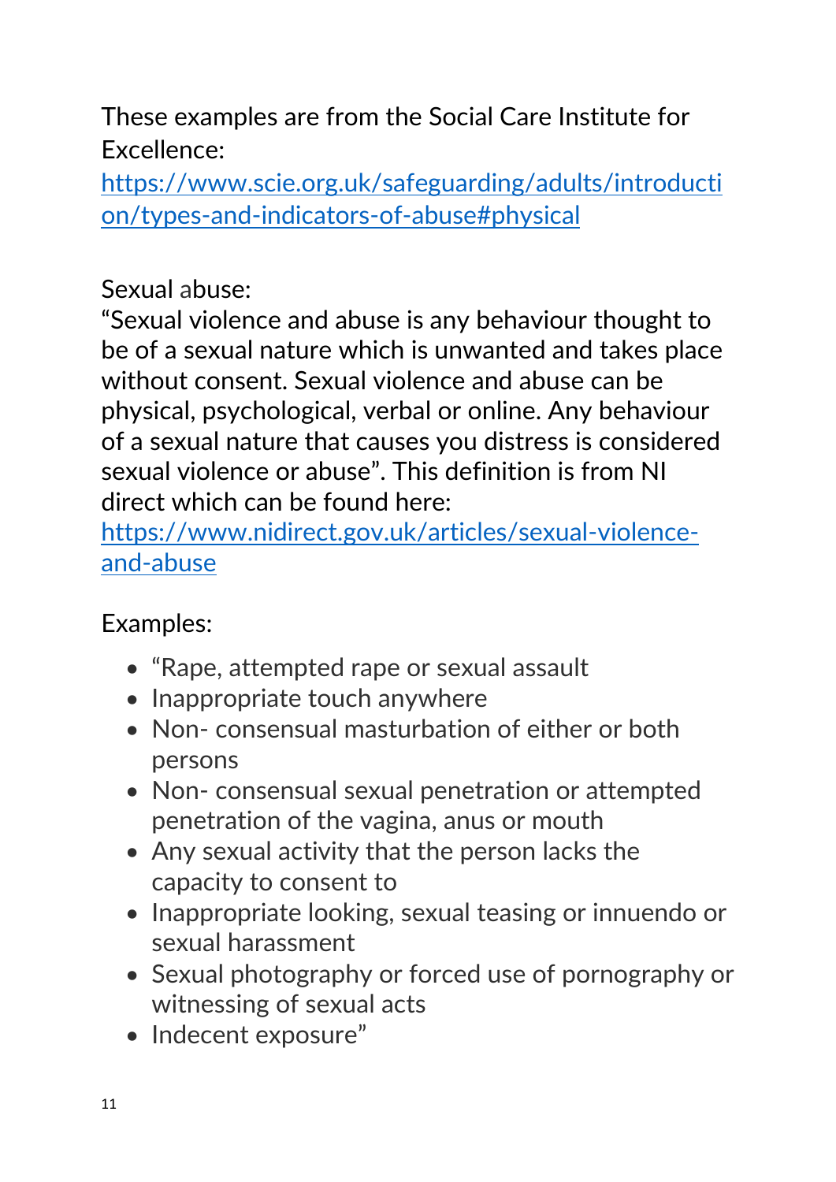These examples are from the Social Care Institute for Excellence: [https://www.scie.org.uk/safeguarding/adults/introduction/types-and-indicators-of-abuse#physical](https://www.scie.org.uk/safeguarding/adults/introduction/types-and-indicators-of-abuse#physical)

Sexual abuse:

"Sexual violence and abuse is any behaviour thought to be of a sexual nature which is unwanted and takes place without consent. Sexual violence and abuse can be physical, psychological, verbal or online. Any behaviour of a sexual nature that causes you distress is considered sexual violence or abuse". This definition is from NI direct which can be found here: [https://www.nidirect.gov.uk/articles/sexual-violence-and-abuse](https://www.nidirect.gov.uk/articles/sexual-violence-and-abuse)

Examples:

- "Rape, attempted rape or sexual assault
- Inappropriate touch anywhere
- Non- consensual masturbation of either or both persons
- Non- consensual sexual penetration or attempted penetration of the vagina, anus or mouth
- Any sexual activity that the person lacks the capacity to consent to
- Inappropriate looking, sexual teasing or innuendo or sexual harassment
- Sexual photography or forced use of pornography or witnessing of sexual acts
- Indecent exposure"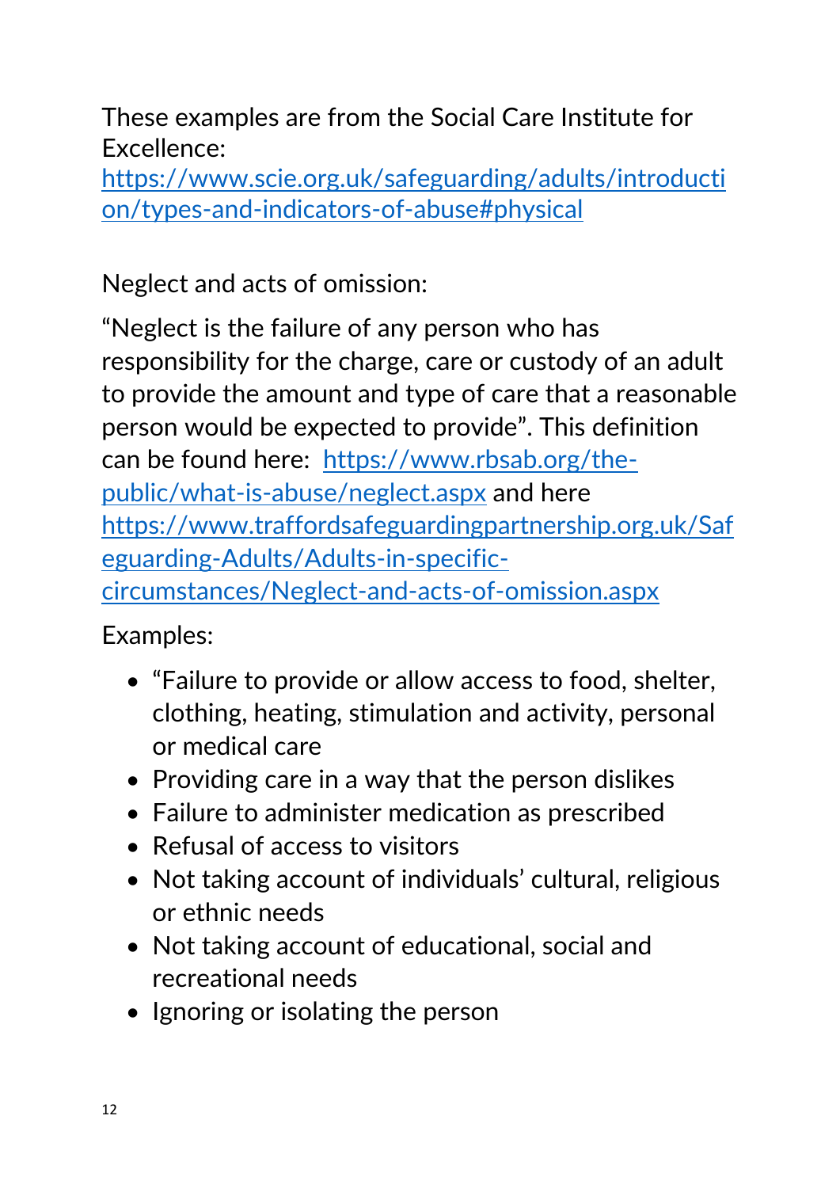These examples are from the Social Care Institute for Excellence: [https://www.scie.org.uk/safeguarding/adults/introduction/types-and-indicators-of-abuse#physical](https://www.scie.org.uk/safeguarding/adults/introduction/types-and-indicators-of-abuse#physical)

Neglect and acts of omission:

"Neglect is the failure of any person who has responsibility for the charge, care or custody of an adult to provide the amount and type of care that a reasonable person would be expected to provide". This definition can be found here: [https://www.rbsab.org/the-public/what-is-abuse/neglect.aspx](https://www.rbsab.org/the-public/what-is-abuse/neglect.aspx) and here [https://www.traffordsafeguardingpartnership.org.uk/Safeguarding-Adults/Adults-in-specific-circumstances/Neglect-and-acts-of-omission.aspx](https://www.traffordsafeguardingpartnership.org.uk/Safeguarding-Adults/Adults-in-specific-circumstances/Neglect-and-acts-of-omission.aspx)

Examples:

- "Failure to provide or allow access to food, shelter, clothing, heating, stimulation and activity, personal or medical care
- Providing care in a way that the person dislikes
- Failure to administer medication as prescribed
- Refusal of access to visitors
- Not taking account of individuals' cultural, religious or ethnic needs
- Not taking account of educational, social and recreational needs
- Ignoring or isolating the person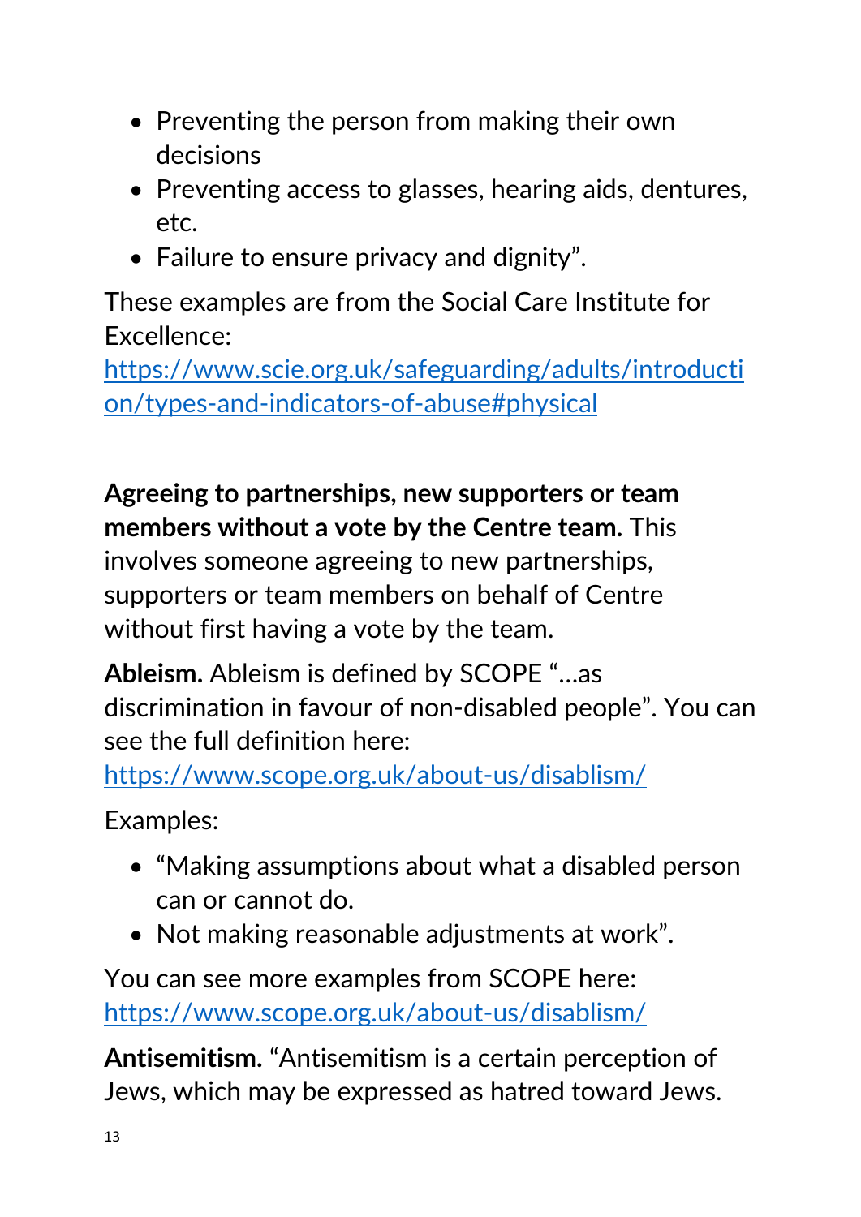- Preventing the person from making their own decisions
- Preventing access to glasses, hearing aids, dentures, etc.
- Failure to ensure privacy and dignity".

These examples are from the Social Care Institute for Excellence: https://www.scie.org.uk/safeguarding/adults/introduction/types-and-indicators-of-abuse#physical

**Agreeing to partnerships, new supporters or team members without a vote by the Centre team.** This involves someone agreeing to new partnerships, supporters or team members on behalf of Centre without first having a vote by the team.

**Ableism.** Ableism is defined by SCOPE "…as discrimination in favour of non-disabled people". You can see the full definition here: https://www.scope.org.uk/about-us/disablism/

Examples:

- "Making assumptions about what a disabled person can or cannot do.
- Not making reasonable adjustments at work".

You can see more examples from SCOPE here: https://www.scope.org.uk/about-us/disablism/

**Antisemitism.** "Antisemitism is a certain perception of Jews, which may be expressed as hatred toward Jews.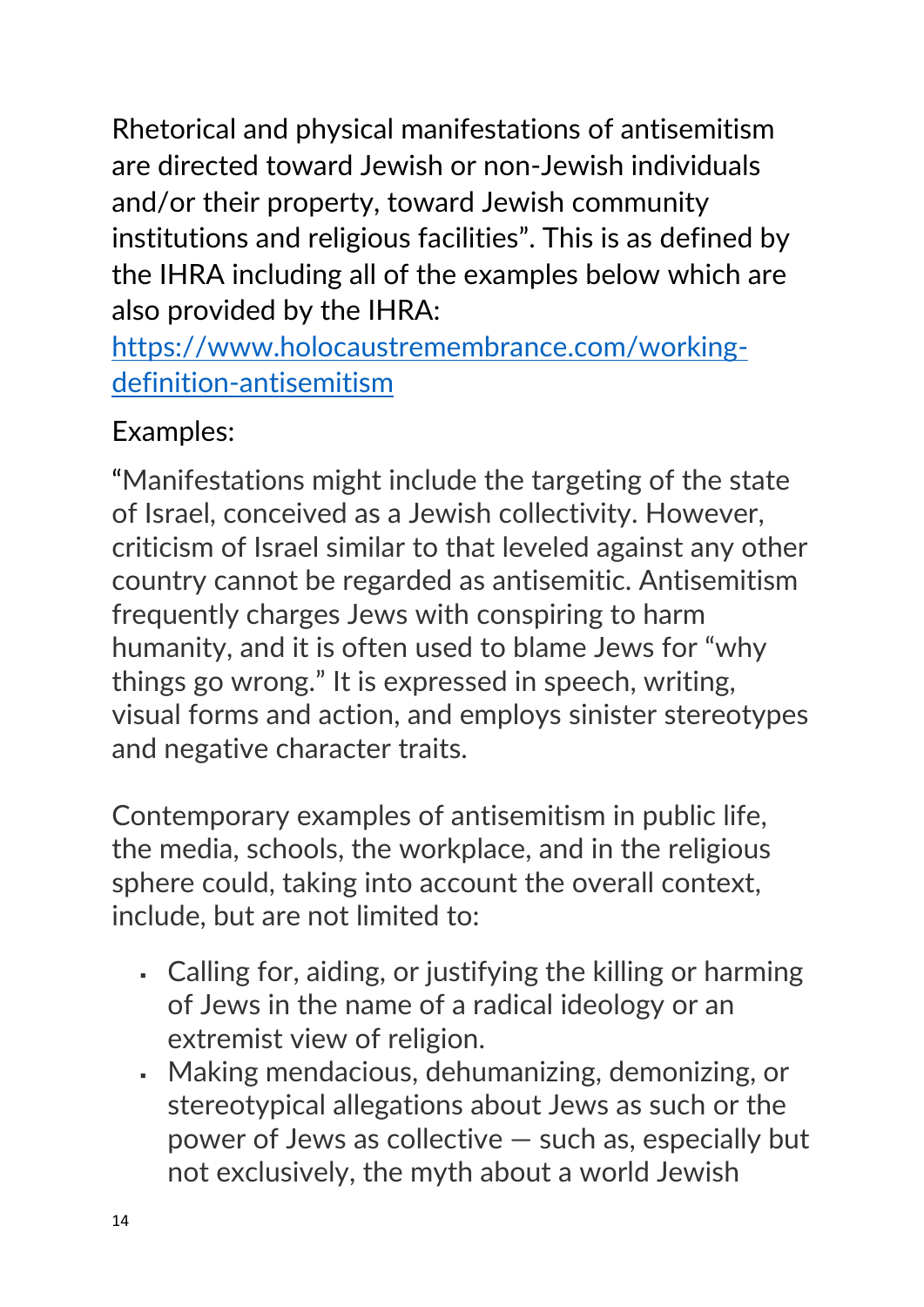Rhetorical and physical manifestations of antisemitism are directed toward Jewish or non-Jewish individuals and/or their property, toward Jewish community institutions and religious facilities". This is as defined by the IHRA including all of the examples below which are also provided by the IHRA: [https://www.holocaustremembrance.com/working-definition-antisemitism](https://www.holocaustremembrance.com/working-definition-antisemitism)

Examples:

"Manifestations might include the targeting of the state of Israel, conceived as a Jewish collectivity. However, criticism of Israel similar to that leveled against any other country cannot be regarded as antisemitic. Antisemitism frequently charges Jews with conspiring to harm humanity, and it is often used to blame Jews for "why things go wrong." It is expressed in speech, writing, visual forms and action, and employs sinister stereotypes and negative character traits.

Contemporary examples of antisemitism in public life, the media, schools, the workplace, and in the religious sphere could, taking into account the overall context, include, but are not limited to:

- Calling for, aiding, or justifying the killing or harming of Jews in the name of a radical ideology or an extremist view of religion.
- Making mendacious, dehumanizing, demonizing, or stereotypical allegations about Jews as such or the power of Jews as collective — such as, especially but not exclusively, the myth about a world Jewish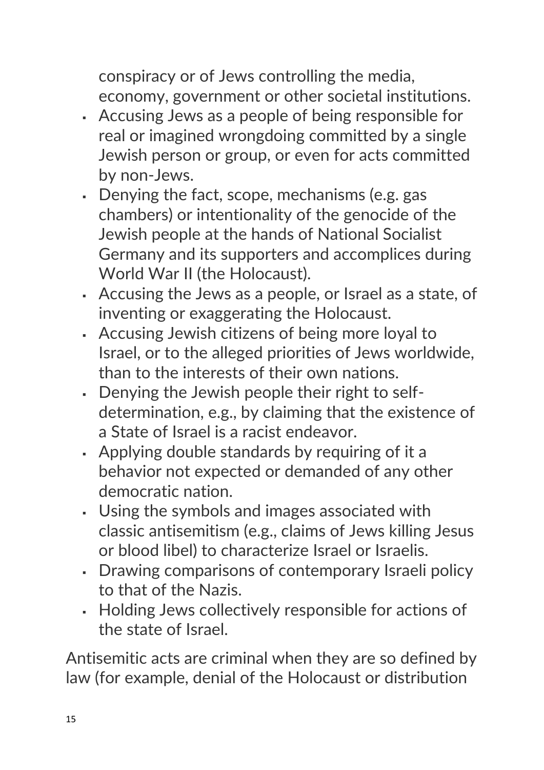conspiracy or of Jews controlling the media, economy, government or other societal institutions.

- Accusing Jews as a people of being responsible for real or imagined wrongdoing committed by a single Jewish person or group, or even for acts committed by non-Jews.
- Denying the fact, scope, mechanisms (e.g. gas chambers) or intentionality of the genocide of the Jewish people at the hands of National Socialist Germany and its supporters and accomplices during World War II (the Holocaust).
- Accusing the Jews as a people, or Israel as a state, of inventing or exaggerating the Holocaust.
- Accusing Jewish citizens of being more loyal to Israel, or to the alleged priorities of Jews worldwide, than to the interests of their own nations.
- Denying the Jewish people their right to self-determination, e.g., by claiming that the existence of a State of Israel is a racist endeavor.
- Applying double standards by requiring of it a behavior not expected or demanded of any other democratic nation.
- Using the symbols and images associated with classic antisemitism (e.g., claims of Jews killing Jesus or blood libel) to characterize Israel or Israelis.
- Drawing comparisons of contemporary Israeli policy to that of the Nazis.
- Holding Jews collectively responsible for actions of the state of Israel.

Antisemitic acts are criminal when they are so defined by law (for example, denial of the Holocaust or distribution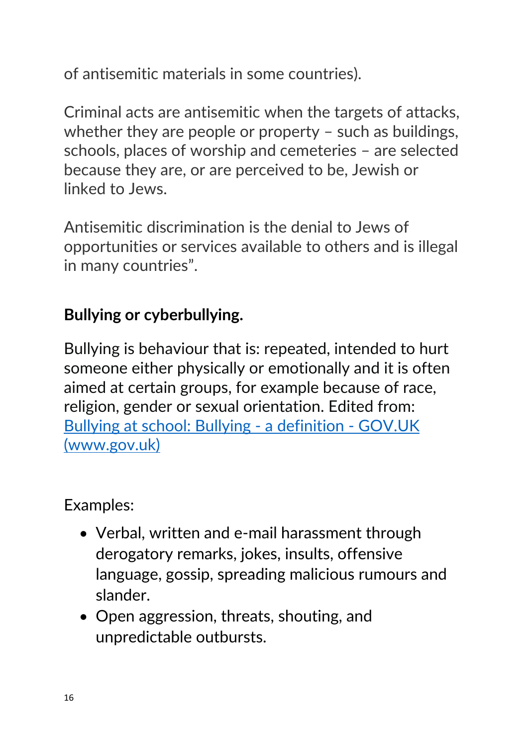of antisemitic materials in some countries).

Criminal acts are antisemitic when the targets of attacks, whether they are people or property – such as buildings, schools, places of worship and cemeteries – are selected because they are, or are perceived to be, Jewish or linked to Jews.

Antisemitic discrimination is the denial to Jews of opportunities or services available to others and is illegal in many countries".

**Bullying or cyberbullying.**

Bullying is behaviour that is: repeated, intended to hurt someone either physically or emotionally and it is often aimed at certain groups, for example because of race, religion, gender or sexual orientation. Edited from: [Bullying at school: Bullying - a definition - GOV.UK (www.gov.uk)](www.gov.uk)

Examples:

- Verbal, written and e-mail harassment through derogatory remarks, jokes, insults, offensive language, gossip, spreading malicious rumours and slander.
- Open aggression, threats, shouting, and unpredictable outbursts.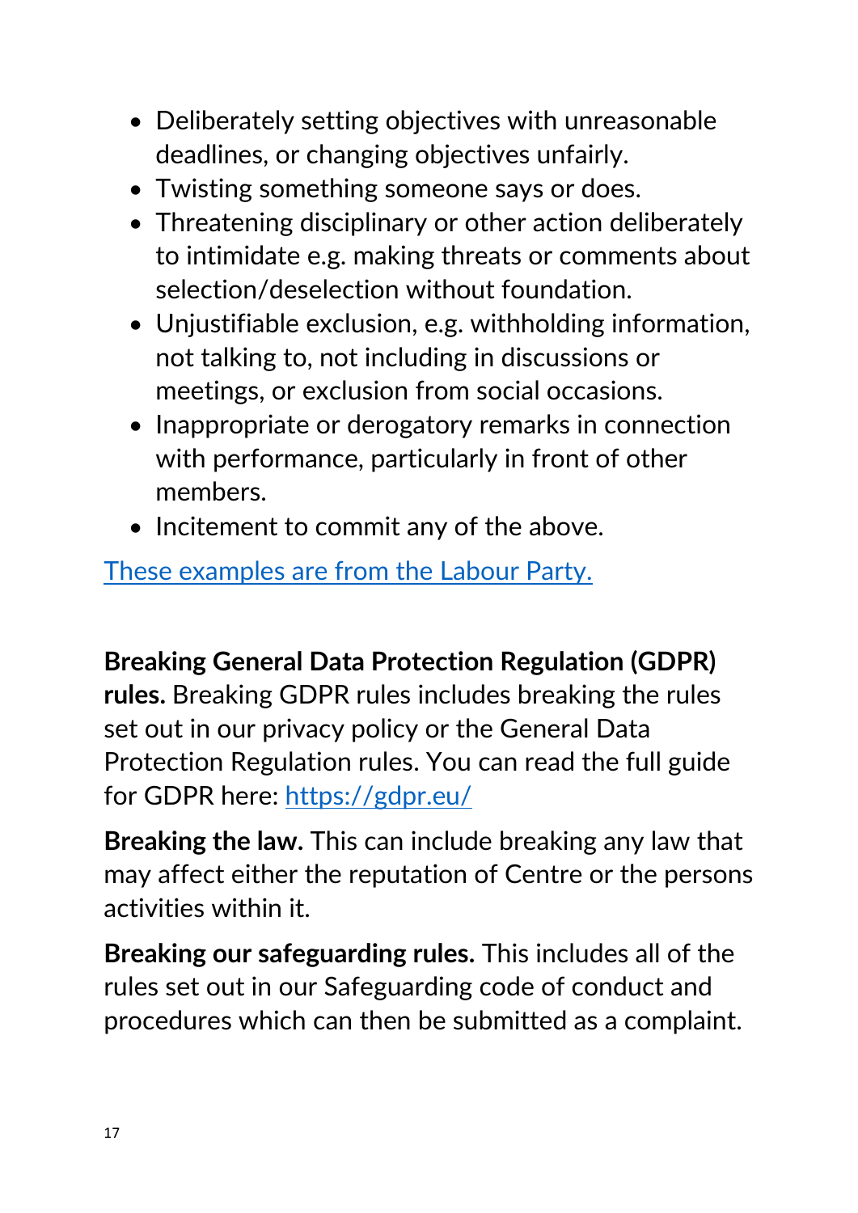- Deliberately setting objectives with unreasonable deadlines, or changing objectives unfairly.
- Twisting something someone says or does.
- Threatening disciplinary or other action deliberately to intimidate e.g. making threats or comments about selection/deselection without foundation.
- Unjustifiable exclusion, e.g. withholding information, not talking to, not including in discussions or meetings, or exclusion from social occasions.
- Inappropriate or derogatory remarks in connection with performance, particularly in front of other members.
- Incitement to commit any of the above.

These examples are from the Labour Party.

**Breaking General Data Protection Regulation (GDPR) rules.** Breaking GDPR rules includes breaking the rules set out in our privacy policy or the General Data Protection Regulation rules. You can read the full guide for GDPR here: https://gdpr.eu/

**Breaking the law.** This can include breaking any law that may affect either the reputation of Centre or the persons activities within it.

**Breaking our safeguarding rules.** This includes all of the rules set out in our Safeguarding code of conduct and procedures which can then be submitted as a complaint.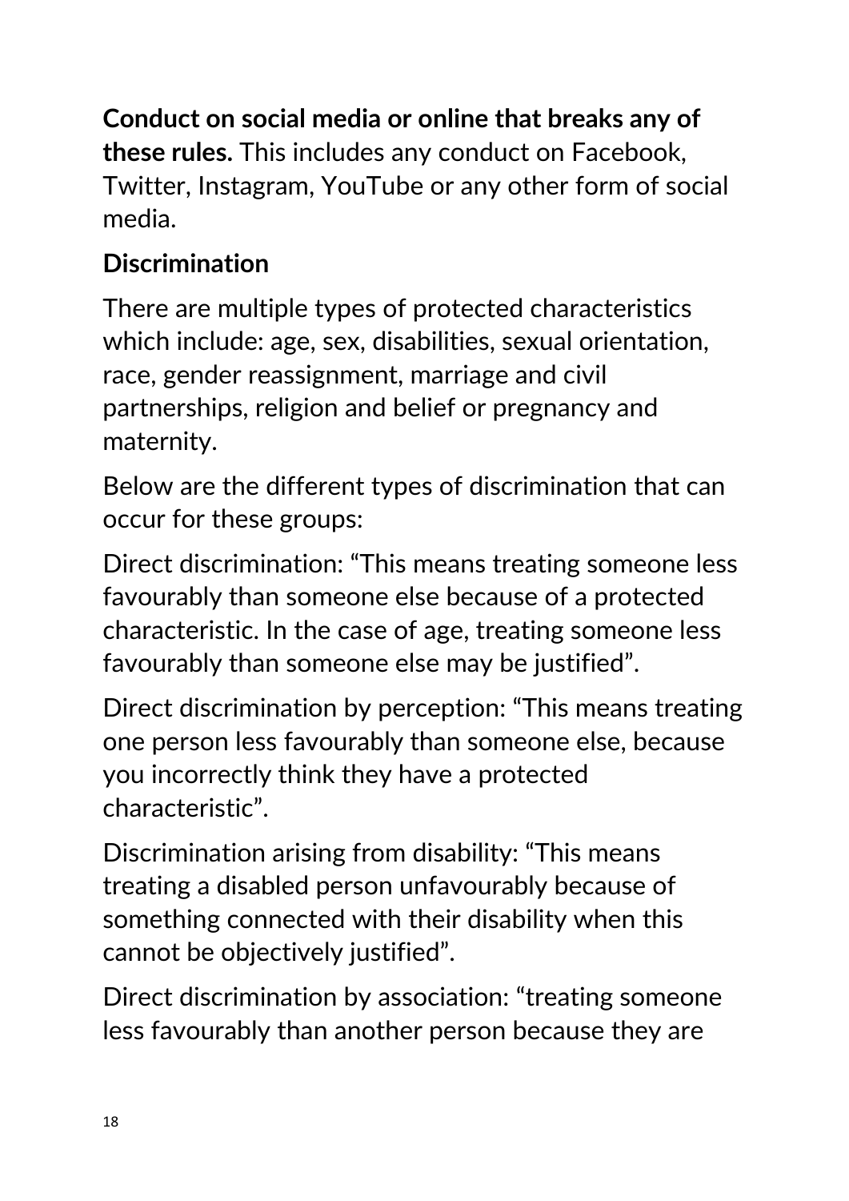**Conduct on social media or online that breaks any of these rules.** This includes any conduct on Facebook, Twitter, Instagram, YouTube or any other form of social media.

## Discrimination

There are multiple types of protected characteristics which include: age, sex, disabilities, sexual orientation, race, gender reassignment, marriage and civil partnerships, religion and belief or pregnancy and maternity.

Below are the different types of discrimination that can occur for these groups:

Direct discrimination: "This means treating someone less favourably than someone else because of a protected characteristic. In the case of age, treating someone less favourably than someone else may be justified".

Direct discrimination by perception: "This means treating one person less favourably than someone else, because you incorrectly think they have a protected characteristic".

Discrimination arising from disability: "This means treating a disabled person unfavourably because of something connected with their disability when this cannot be objectively justified".

Direct discrimination by association: "treating someone less favourably than another person because they are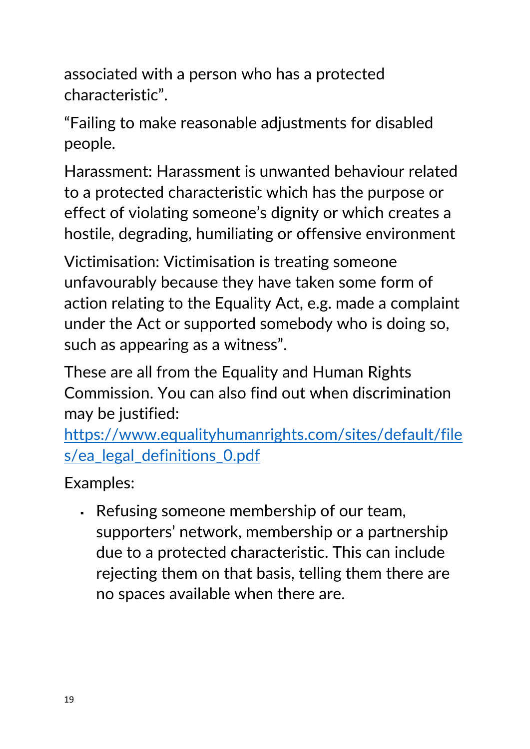associated with a person who has a protected characteristic”.

“Failing to make reasonable adjustments for disabled people.

Harassment: Harassment is unwanted behaviour related to a protected characteristic which has the purpose or effect of violating someone’s dignity or which creates a hostile, degrading, humiliating or offensive environment

Victimisation: Victimisation is treating someone unfavourably because they have taken some form of action relating to the Equality Act, e.g. made a complaint under the Act or supported somebody who is doing so, such as appearing as a witness”.

These are all from the Equality and Human Rights Commission. You can also find out when discrimination may be justified: [https://www.equalityhumanrights.com/sites/default/files/ea_legal_definitions_0.pdf](https://www.equalityhumanrights.com/sites/default/files/ea_legal_definitions_0.pdf)

Examples:

- Refusing someone membership of our team, supporters’ network, membership or a partnership due to a protected characteristic. This can include rejecting them on that basis, telling them there are no spaces available when there are.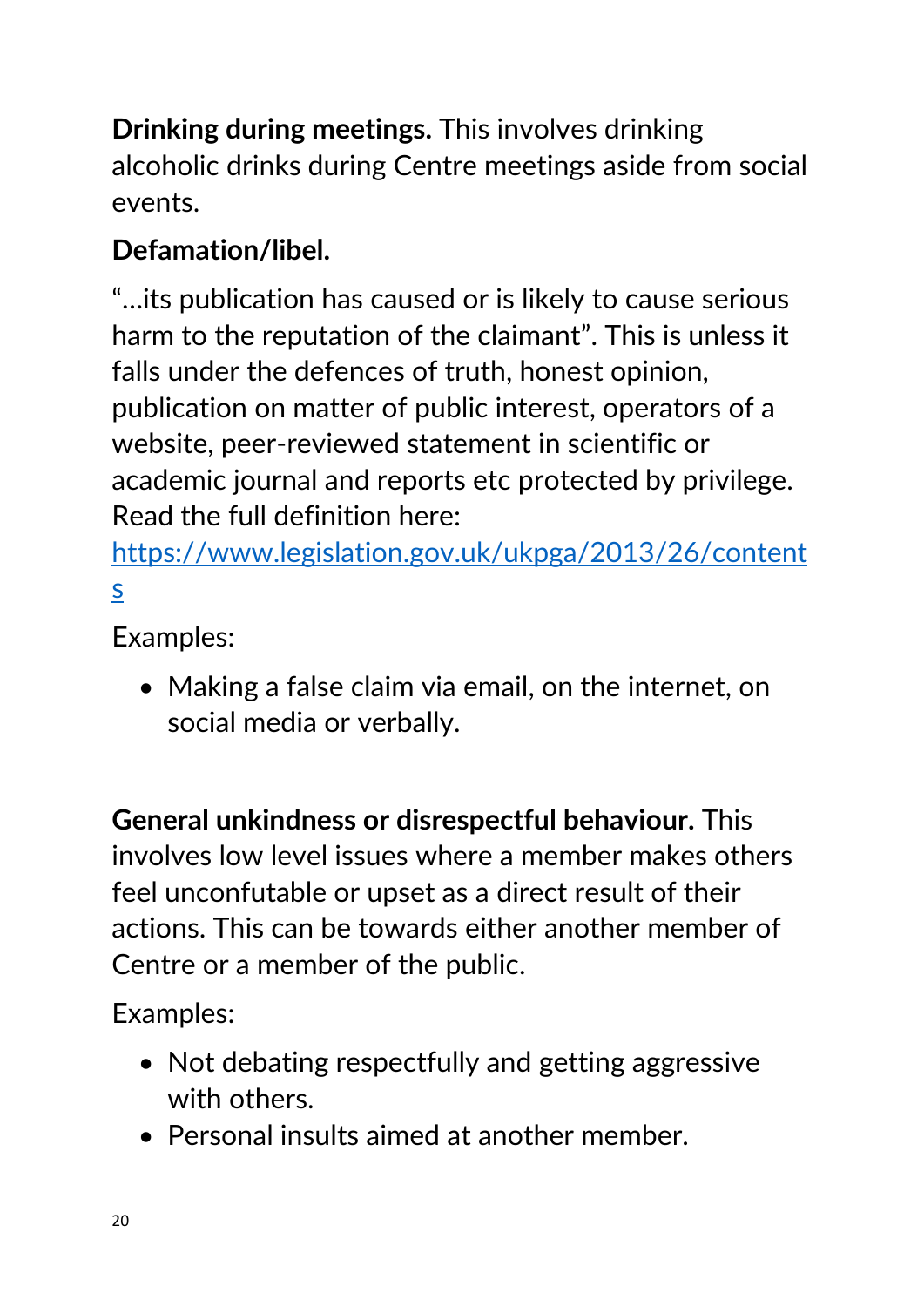**Drinking during meetings.** This involves drinking alcoholic drinks during Centre meetings aside from social events.

**Defamation/libel.**

"…its publication has caused or is likely to cause serious harm to the reputation of the claimant". This is unless it falls under the defences of truth, honest opinion, publication on matter of public interest, operators of a website, peer-reviewed statement in scientific or academic journal and reports etc protected by privilege. Read the full definition here: [https://www.legislation.gov.uk/ukpga/2013/26/contents](https://www.legislation.gov.uk/ukpga/2013/26/contents)

Examples:

- Making a false claim via email, on the internet, on social media or verbally.

**General unkindness or disrespectful behaviour.** This involves low level issues where a member makes others feel unconfutable or upset as a direct result of their actions. This can be towards either another member of Centre or a member of the public.

Examples:

- Not debating respectfully and getting aggressive with others.
- Personal insults aimed at another member.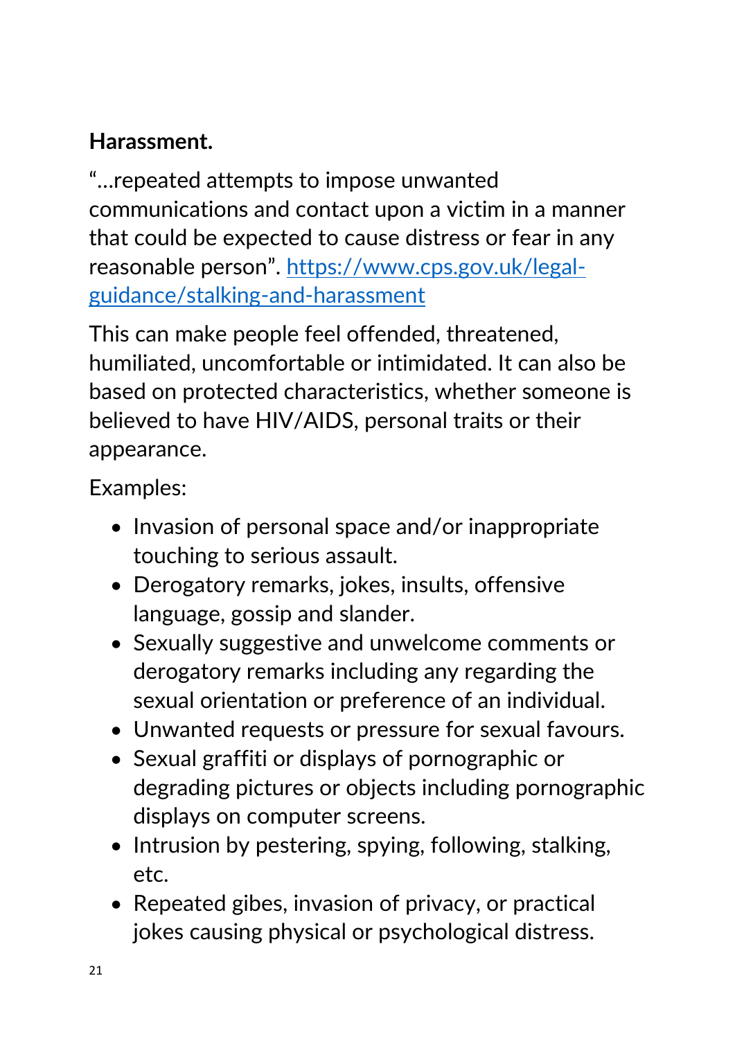**Harassment.**

"…repeated attempts to impose unwanted communications and contact upon a victim in a manner that could be expected to cause distress or fear in any reasonable person". [https://www.cps.gov.uk/legal-guidance/stalking-and-harassment](https://www.cps.gov.uk/legal-guidance/stalking-and-harassment)

This can make people feel offended, threatened, humiliated, uncomfortable or intimidated. It can also be based on protected characteristics, whether someone is believed to have HIV/AIDS, personal traits or their appearance.

Examples:

- Invasion of personal space and/or inappropriate touching to serious assault.
- Derogatory remarks, jokes, insults, offensive language, gossip and slander.
- Sexually suggestive and unwelcome comments or derogatory remarks including any regarding the sexual orientation or preference of an individual.
- Unwanted requests or pressure for sexual favours.
- Sexual graffiti or displays of pornographic or degrading pictures or objects including pornographic displays on computer screens.
- Intrusion by pestering, spying, following, stalking, etc.
- Repeated gibes, invasion of privacy, or practical jokes causing physical or psychological distress.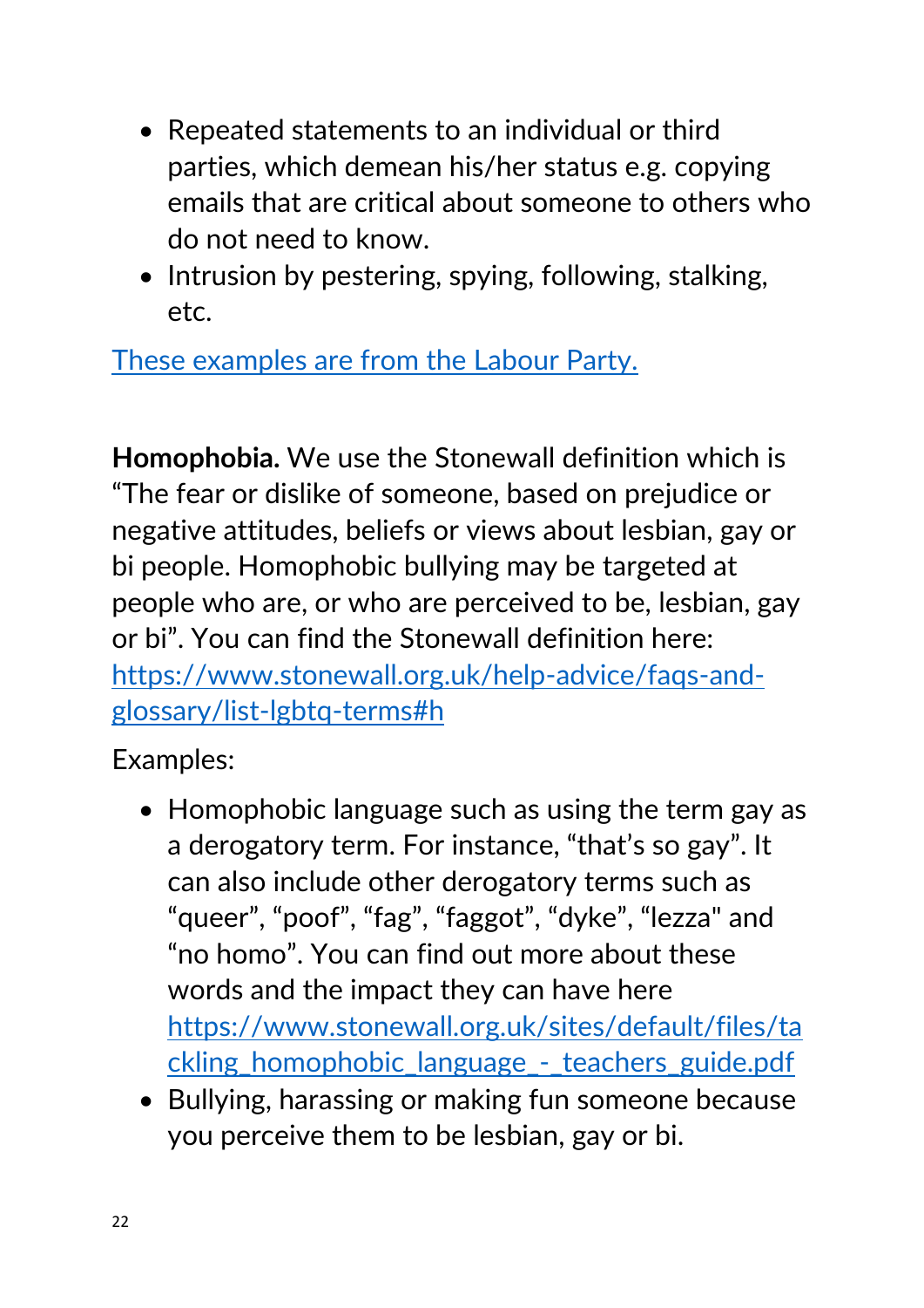- Repeated statements to an individual or third parties, which demean his/her status e.g. copying emails that are critical about someone to others who do not need to know.
- Intrusion by pestering, spying, following, stalking, etc.

[These examples are from the Labour Party.]()

**Homophobia.** We use the Stonewall definition which is "The fear or dislike of someone, based on prejudice or negative attitudes, beliefs or views about lesbian, gay or bi people. Homophobic bullying may be targeted at people who are, or who are perceived to be, lesbian, gay or bi". You can find the Stonewall definition here: https://www.stonewall.org.uk/help-advice/faqs-and-glossary/list-lgbtq-terms#h

Examples:

- Homophobic language such as using the term gay as a derogatory term. For instance, "that's so gay". It can also include other derogatory terms such as "queer", "poof", "fag", "faggot", "dyke", "lezza" and "no homo". You can find out more about these words and the impact they can have here https://www.stonewall.org.uk/sites/default/files/tackling_homophobic_language_-_teachers_guide.pdf
- Bullying, harassing or making fun someone because you perceive them to be lesbian, gay or bi.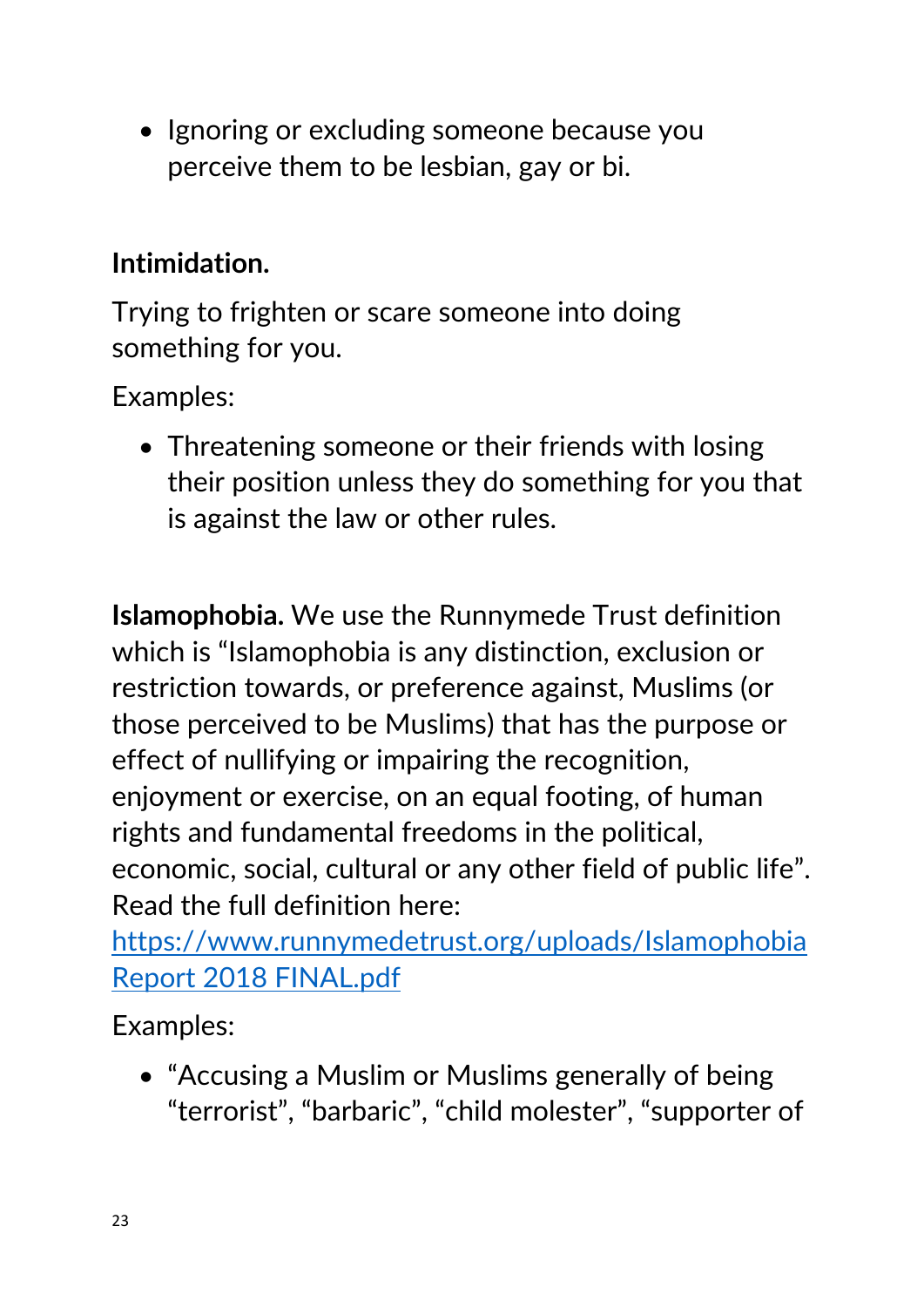- Ignoring or excluding someone because you perceive them to be lesbian, gay or bi.

**Intimidation.**

Trying to frighten or scare someone into doing something for you.

Examples:

- Threatening someone or their friends with losing their position unless they do something for you that is against the law or other rules.

**Islamophobia.** We use the Runnymede Trust definition which is "Islamophobia is any distinction, exclusion or restriction towards, or preference against, Muslims (or those perceived to be Muslims) that has the purpose or effect of nullifying or impairing the recognition, enjoyment or exercise, on an equal footing, of human rights and fundamental freedoms in the political, economic, social, cultural or any other field of public life". Read the full definition here: [https://www.runnymedetrust.org/uploads/Islamophobia Report 2018 FINAL.pdf](https://www.runnymedetrust.org/uploads/Islamophobia Report 2018 FINAL.pdf)

Examples:

- "Accusing a Muslim or Muslims generally of being "terrorist", "barbaric", "child molester", "supporter of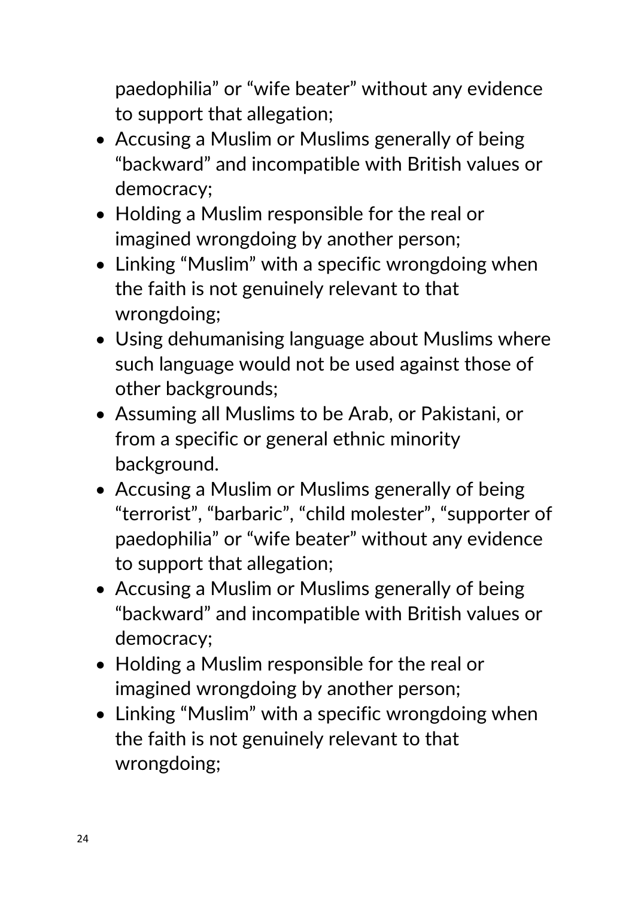paedophilia" or "wife beater" without any evidence to support that allegation;

- Accusing a Muslim or Muslims generally of being "backward" and incompatible with British values or democracy;
- Holding a Muslim responsible for the real or imagined wrongdoing by another person;
- Linking "Muslim" with a specific wrongdoing when the faith is not genuinely relevant to that wrongdoing;
- Using dehumanising language about Muslims where such language would not be used against those of other backgrounds;
- Assuming all Muslims to be Arab, or Pakistani, or from a specific or general ethnic minority background.
- Accusing a Muslim or Muslims generally of being "terrorist", "barbaric", "child molester", "supporter of paedophilia" or "wife beater" without any evidence to support that allegation;
- Accusing a Muslim or Muslims generally of being "backward" and incompatible with British values or democracy;
- Holding a Muslim responsible for the real or imagined wrongdoing by another person;
- Linking "Muslim" with a specific wrongdoing when the faith is not genuinely relevant to that wrongdoing;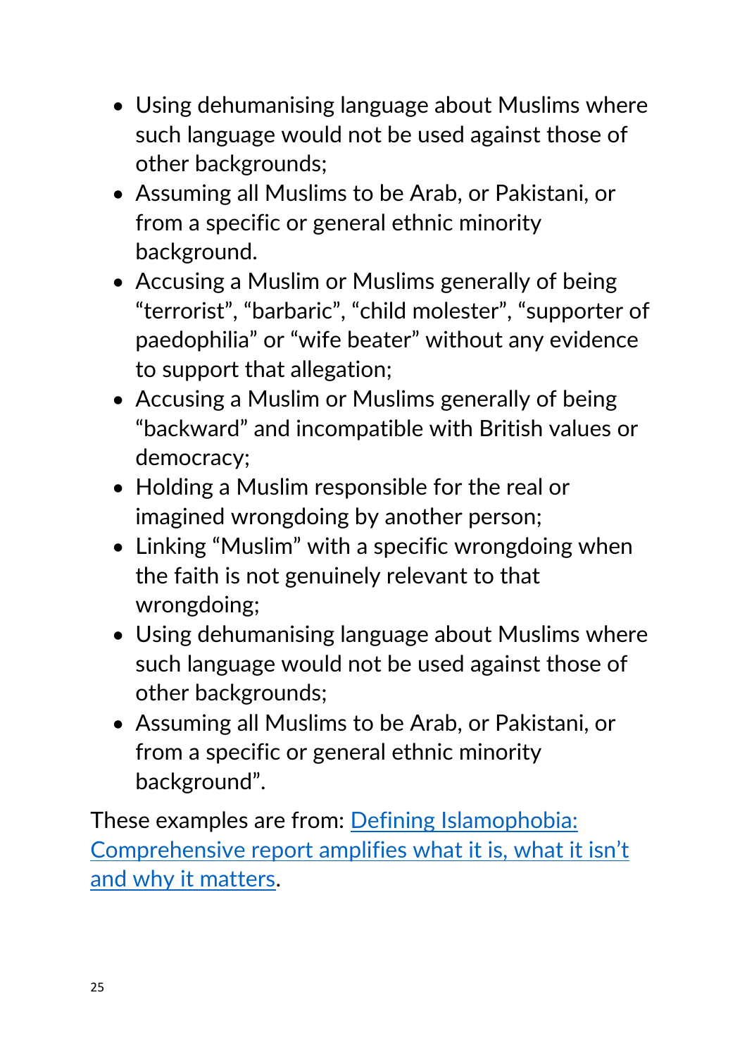- Using dehumanising language about Muslims where such language would not be used against those of other backgrounds;
- Assuming all Muslims to be Arab, or Pakistani, or from a specific or general ethnic minority background.
- Accusing a Muslim or Muslims generally of being "terrorist", "barbaric", "child molester", "supporter of paedophilia" or "wife beater" without any evidence to support that allegation;
- Accusing a Muslim or Muslims generally of being "backward" and incompatible with British values or democracy;
- Holding a Muslim responsible for the real or imagined wrongdoing by another person;
- Linking "Muslim" with a specific wrongdoing when the faith is not genuinely relevant to that wrongdoing;
- Using dehumanising language about Muslims where such language would not be used against those of other backgrounds;
- Assuming all Muslims to be Arab, or Pakistani, or from a specific or general ethnic minority background".

These examples are from: [Defining Islamophobia: Comprehensive report amplifies what it is, what it isn't and why it matters](#).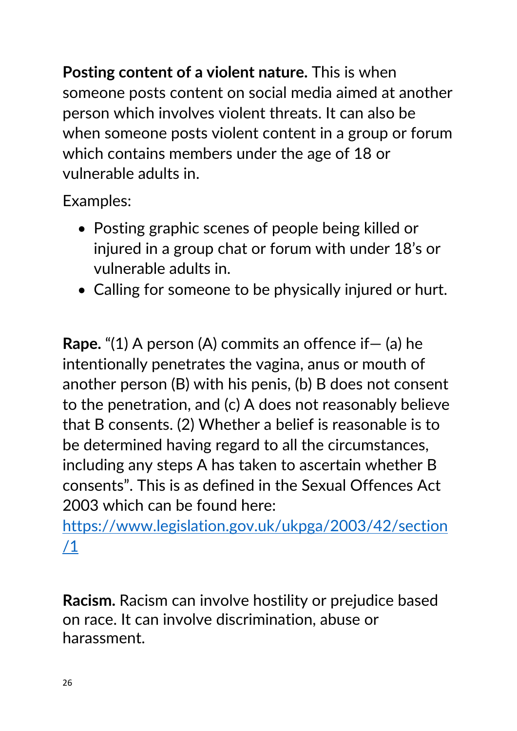**Posting content of a violent nature.** This is when someone posts content on social media aimed at another person which involves violent threats. It can also be when someone posts violent content in a group or forum which contains members under the age of 18 or vulnerable adults in.

Examples:

- Posting graphic scenes of people being killed or injured in a group chat or forum with under 18's or vulnerable adults in.
- Calling for someone to be physically injured or hurt.

**Rape.** "(1) A person (A) commits an offence if— (a) he intentionally penetrates the vagina, anus or mouth of another person (B) with his penis, (b) B does not consent to the penetration, and (c) A does not reasonably believe that B consents. (2) Whether a belief is reasonable is to be determined having regard to all the circumstances, including any steps A has taken to ascertain whether B consents". This is as defined in the Sexual Offences Act 2003 which can be found here: [https://www.legislation.gov.uk/ukpga/2003/42/section/1](https://www.legislation.gov.uk/ukpga/2003/42/section/1)

**Racism.** Racism can involve hostility or prejudice based on race. It can involve discrimination, abuse or harassment.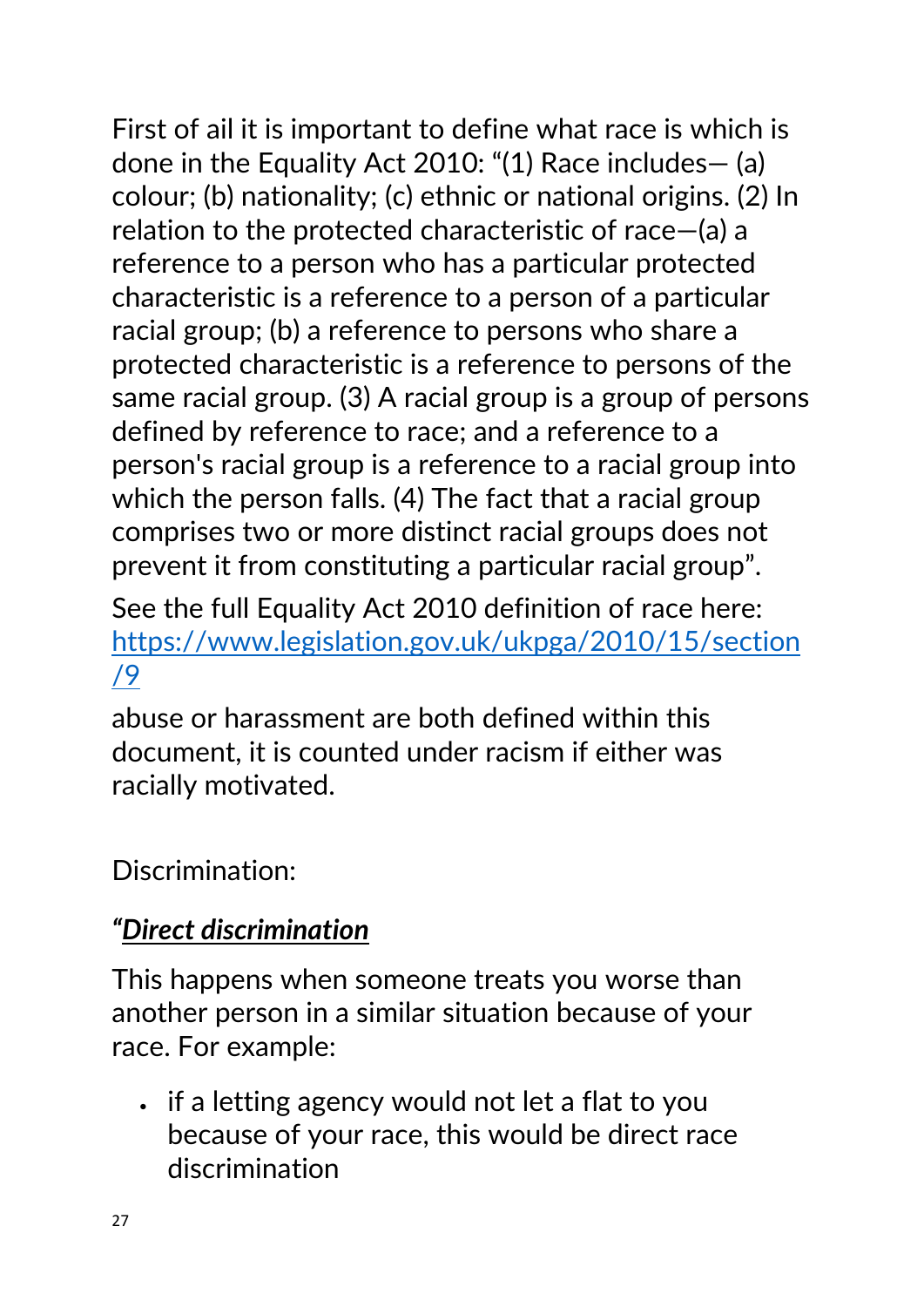First of ail it is important to define what race is which is done in the Equality Act 2010: "(1) Race includes— (a) colour; (b) nationality; (c) ethnic or national origins. (2) In relation to the protected characteristic of race—(a) a reference to a person who has a particular protected characteristic is a reference to a person of a particular racial group; (b) a reference to persons who share a protected characteristic is a reference to persons of the same racial group. (3) A racial group is a group of persons defined by reference to race; and a reference to a person's racial group is a reference to a racial group into which the person falls. (4) The fact that a racial group comprises two or more distinct racial groups does not prevent it from constituting a particular racial group".

See the full Equality Act 2010 definition of race here: [https://www.legislation.gov.uk/ukpga/2010/15/section/9](https://www.legislation.gov.uk/ukpga/2010/15/section/9)

abuse or harassment are both defined within this document, it is counted under racism if either was racially motivated.

Discrimination:

***"Direct discrimination***

This happens when someone treats you worse than another person in a similar situation because of your race. For example:

- if a letting agency would not let a flat to you because of your race, this would be direct race discrimination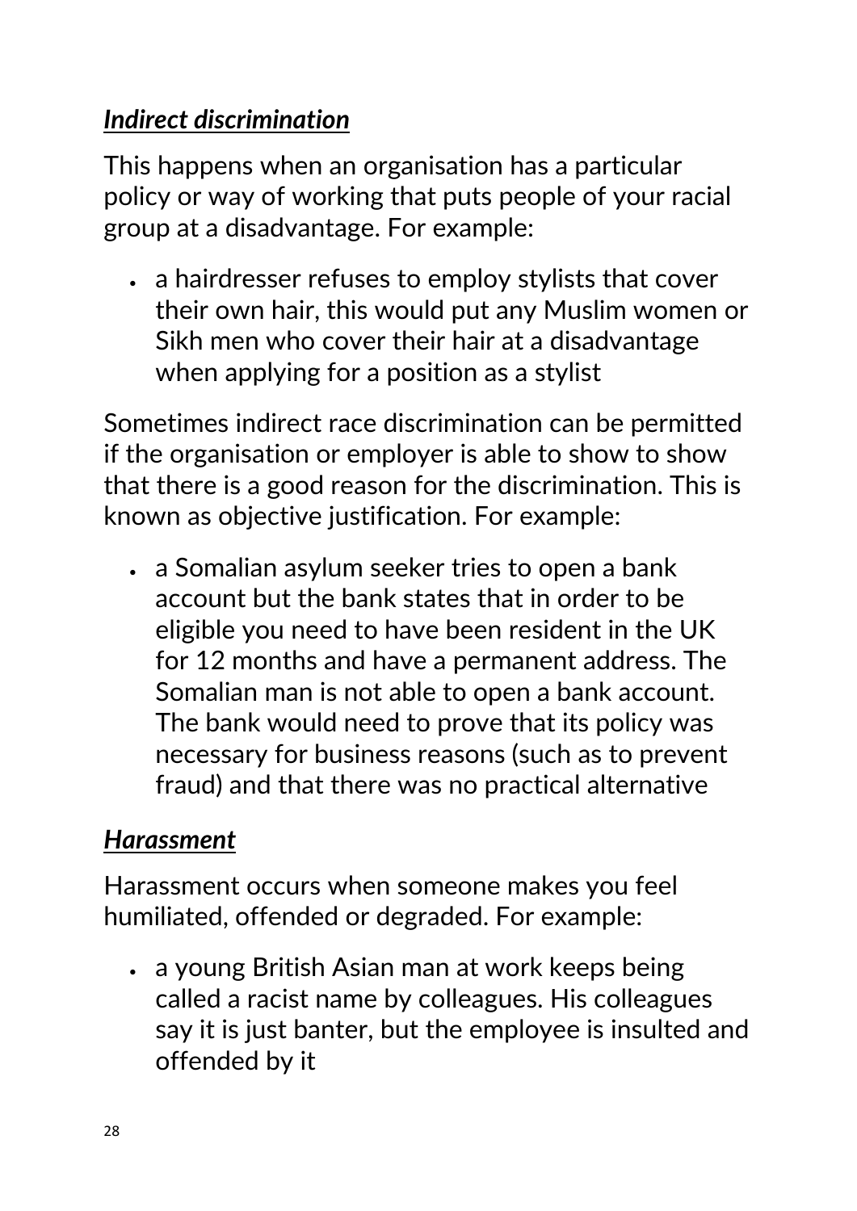***Indirect discrimination***

This happens when an organisation has a particular policy or way of working that puts people of your racial group at a disadvantage. For example:

- a hairdresser refuses to employ stylists that cover their own hair, this would put any Muslim women or Sikh men who cover their hair at a disadvantage when applying for a position as a stylist

Sometimes indirect race discrimination can be permitted if the organisation or employer is able to show to show that there is a good reason for the discrimination. This is known as objective justification. For example:

- a Somalian asylum seeker tries to open a bank account but the bank states that in order to be eligible you need to have been resident in the UK for 12 months and have a permanent address. The Somalian man is not able to open a bank account. The bank would need to prove that its policy was necessary for business reasons (such as to prevent fraud) and that there was no practical alternative

***Harassment***

Harassment occurs when someone makes you feel humiliated, offended or degraded. For example:

- a young British Asian man at work keeps being called a racist name by colleagues. His colleagues say it is just banter, but the employee is insulted and offended by it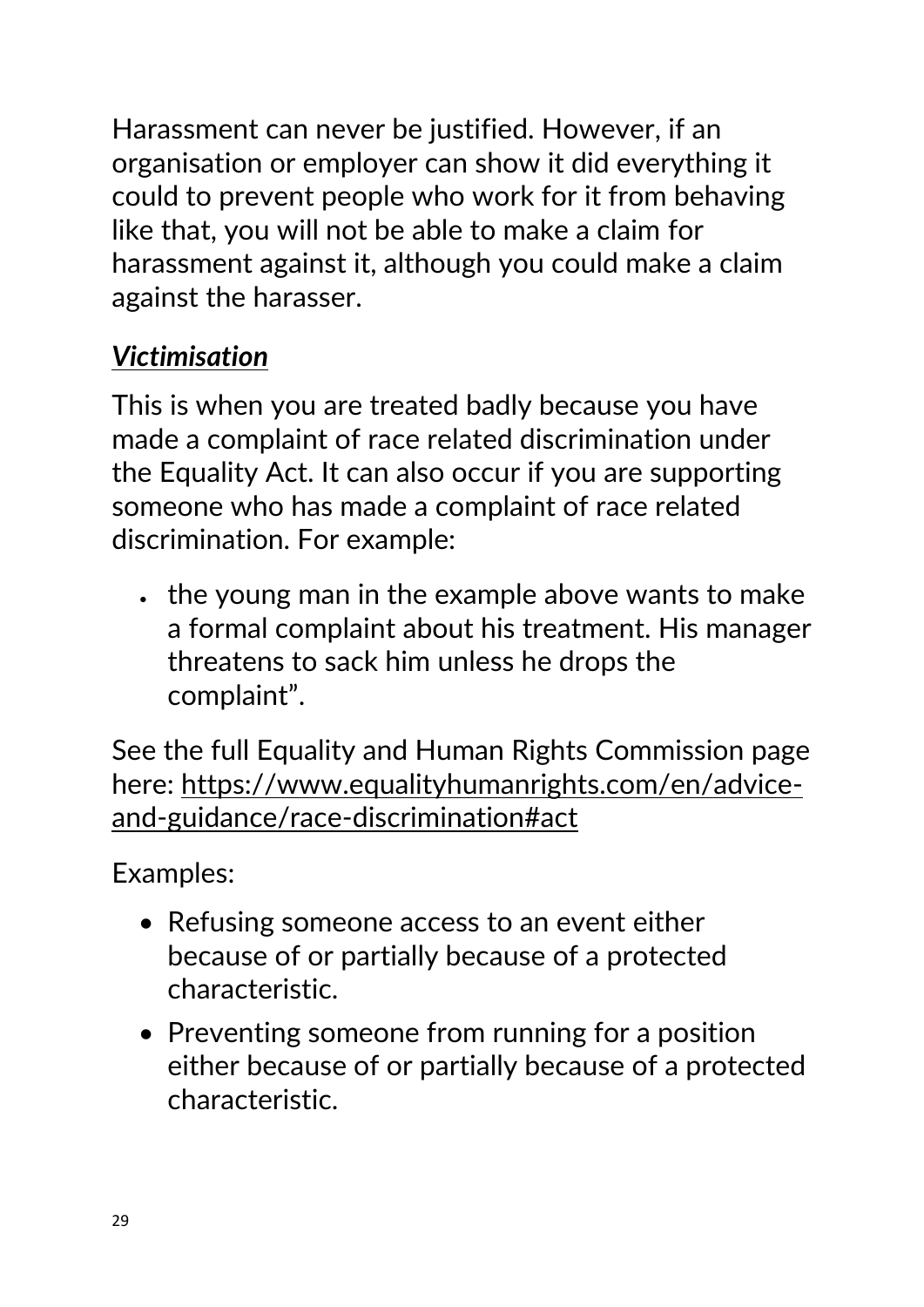Harassment can never be justified. However, if an organisation or employer can show it did everything it could to prevent people who work for it from behaving like that, you will not be able to make a claim for harassment against it, although you could make a claim against the harasser.

***Victimisation***

This is when you are treated badly because you have made a complaint of race related discrimination under the Equality Act. It can also occur if you are supporting someone who has made a complaint of race related discrimination. For example:

- the young man in the example above wants to make a formal complaint about his treatment. His manager threatens to sack him unless he drops the complaint".

See the full Equality and Human Rights Commission page here: https://www.equalityhumanrights.com/en/advice-and-guidance/race-discrimination#act

Examples:

- Refusing someone access to an event either because of or partially because of a protected characteristic.
- Preventing someone from running for a position either because of or partially because of a protected characteristic.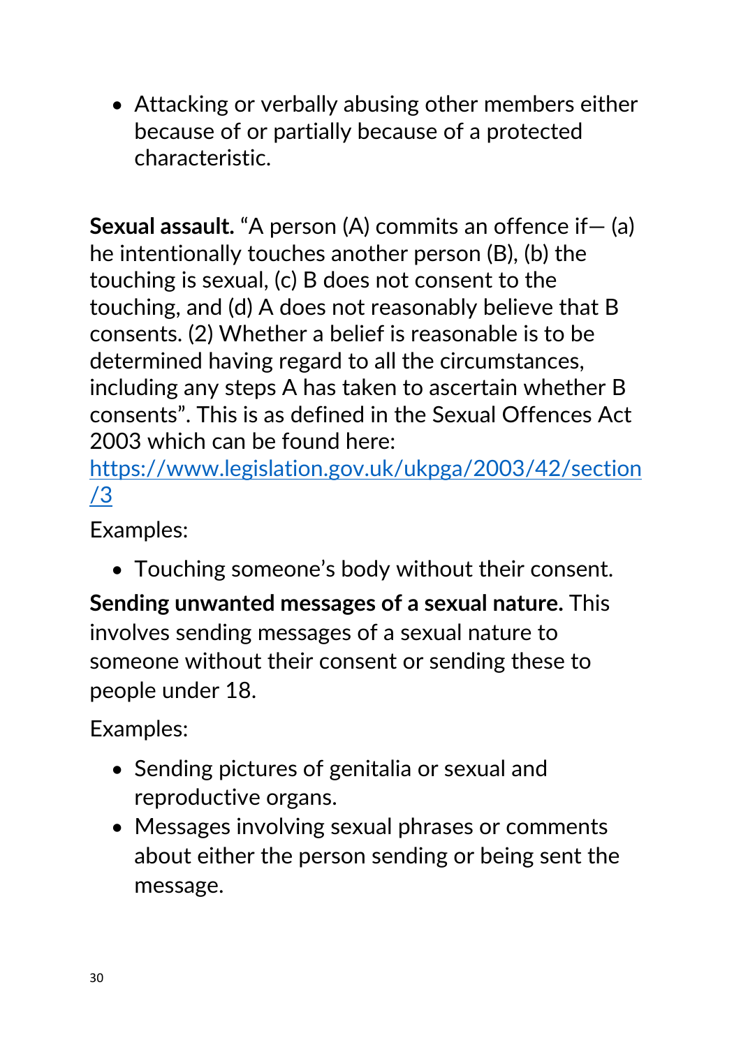- Attacking or verbally abusing other members either because of or partially because of a protected characteristic.

**Sexual assault.** "A person (A) commits an offence if— (a) he intentionally touches another person (B), (b) the touching is sexual, (c) B does not consent to the touching, and (d) A does not reasonably believe that B consents. (2) Whether a belief is reasonable is to be determined having regard to all the circumstances, including any steps A has taken to ascertain whether B consents". This is as defined in the Sexual Offences Act 2003 which can be found here: [https://www.legislation.gov.uk/ukpga/2003/42/section/3](https://www.legislation.gov.uk/ukpga/2003/42/section/3)

Examples:

- Touching someone's body without their consent.

**Sending unwanted messages of a sexual nature.** This involves sending messages of a sexual nature to someone without their consent or sending these to people under 18.

Examples:

- Sending pictures of genitalia or sexual and reproductive organs.
- Messages involving sexual phrases or comments about either the person sending or being sent the message.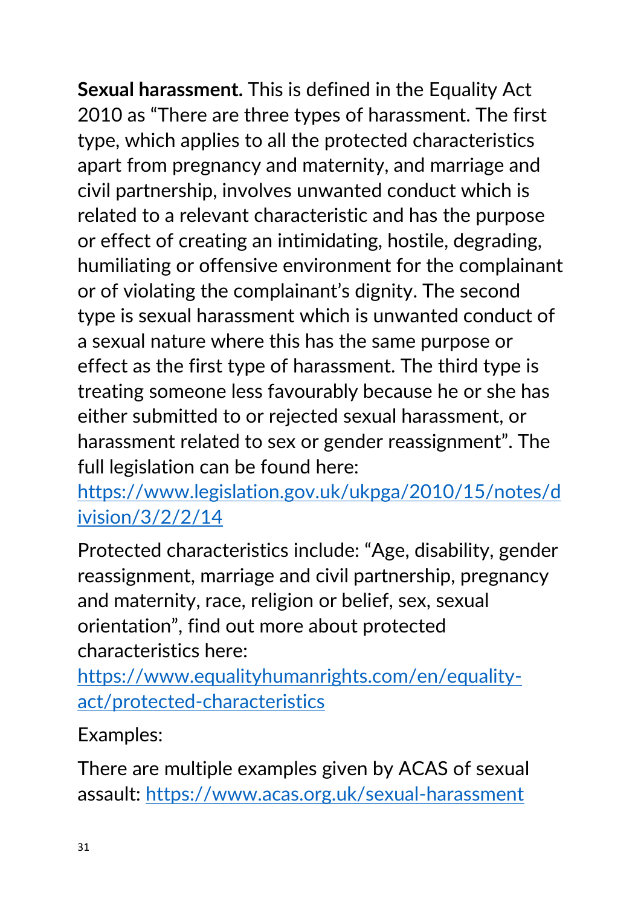**Sexual harassment.** This is defined in the Equality Act 2010 as “There are three types of harassment. The first type, which applies to all the protected characteristics apart from pregnancy and maternity, and marriage and civil partnership, involves unwanted conduct which is related to a relevant characteristic and has the purpose or effect of creating an intimidating, hostile, degrading, humiliating or offensive environment for the complainant or of violating the complainant’s dignity. The second type is sexual harassment which is unwanted conduct of a sexual nature where this has the same purpose or effect as the first type of harassment. The third type is treating someone less favourably because he or she has either submitted to or rejected sexual harassment, or harassment related to sex or gender reassignment”. The full legislation can be found here: [https://www.legislation.gov.uk/ukpga/2010/15/notes/division/3/2/2/14](https://www.legislation.gov.uk/ukpga/2010/15/notes/division/3/2/2/14)

Protected characteristics include: “Age, disability, gender reassignment, marriage and civil partnership, pregnancy and maternity, race, religion or belief, sex, sexual orientation”, find out more about protected characteristics here: [https://www.equalityhumanrights.com/en/equality-act/protected-characteristics](https://www.equalityhumanrights.com/en/equality-act/protected-characteristics)

Examples:

There are multiple examples given by ACAS of sexual assault: [https://www.acas.org.uk/sexual-harassment](https://www.acas.org.uk/sexual-harassment)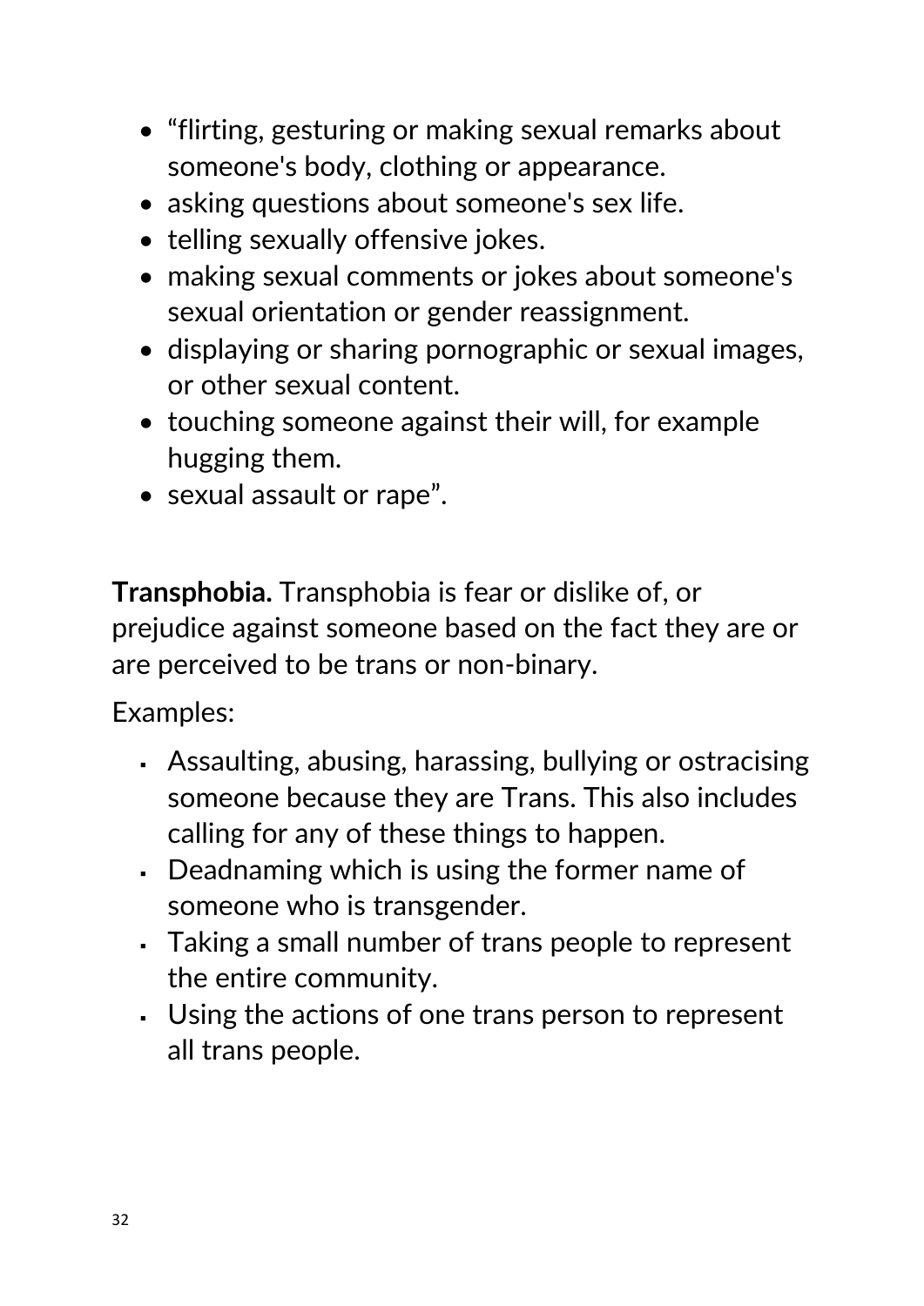- “flirting, gesturing or making sexual remarks about someone's body, clothing or appearance.
- asking questions about someone's sex life.
- telling sexually offensive jokes.
- making sexual comments or jokes about someone's sexual orientation or gender reassignment.
- displaying or sharing pornographic or sexual images, or other sexual content.
- touching someone against their will, for example hugging them.
- sexual assault or rape”.

**Transphobia.** Transphobia is fear or dislike of, or prejudice against someone based on the fact they are or are perceived to be trans or non-binary.

Examples:

- Assaulting, abusing, harassing, bullying or ostracising someone because they are Trans. This also includes calling for any of these things to happen.
- Deadnaming which is using the former name of someone who is transgender.
- Taking a small number of trans people to represent the entire community.
- Using the actions of one trans person to represent all trans people.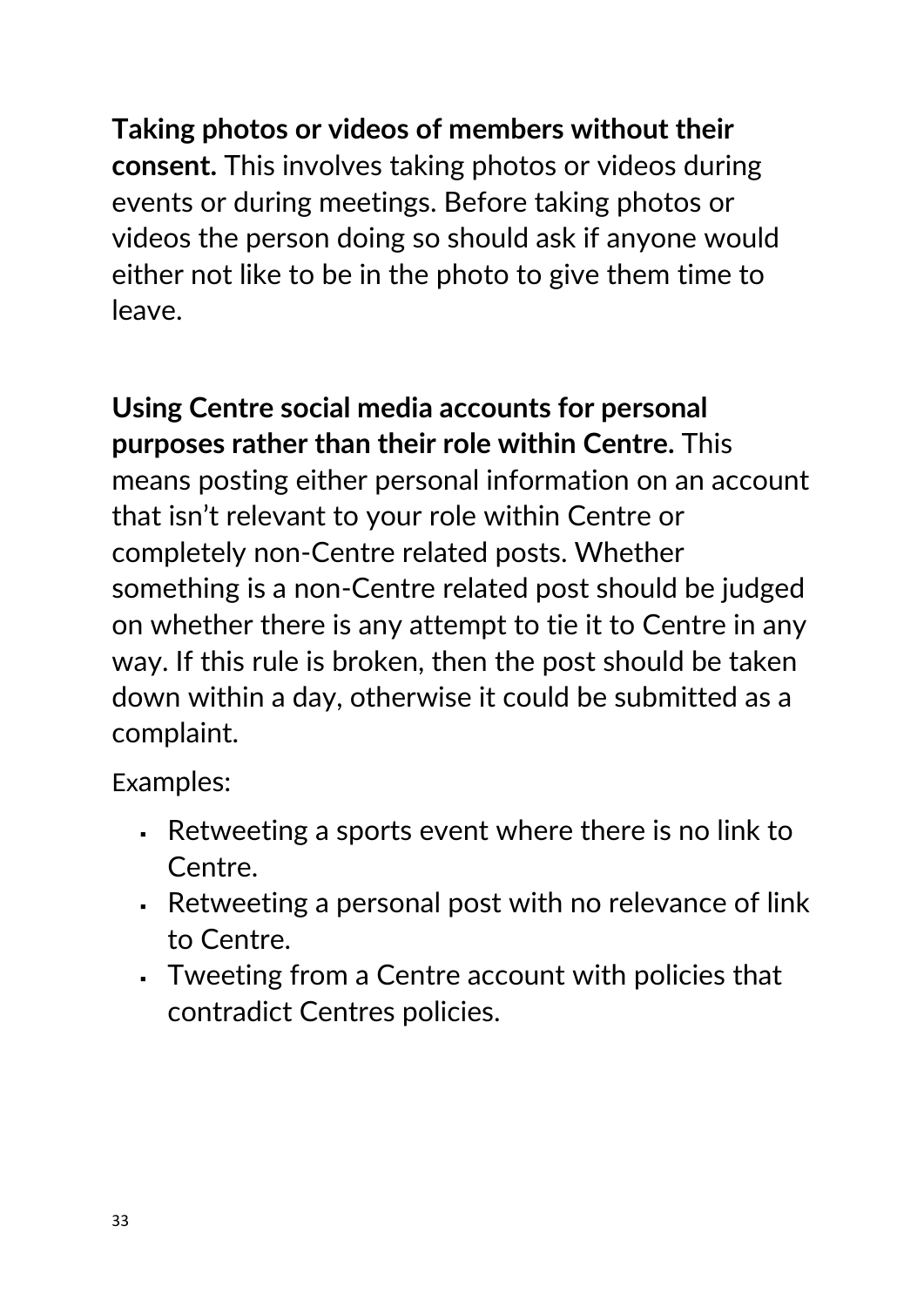**Taking photos or videos of members without their consent.** This involves taking photos or videos during events or during meetings. Before taking photos or videos the person doing so should ask if anyone would either not like to be in the photo to give them time to leave.

**Using Centre social media accounts for personal purposes rather than their role within Centre.** This means posting either personal information on an account that isn't relevant to your role within Centre or completely non-Centre related posts. Whether something is a non-Centre related post should be judged on whether there is any attempt to tie it to Centre in any way. If this rule is broken, then the post should be taken down within a day, otherwise it could be submitted as a complaint.

Examples:

- Retweeting a sports event where there is no link to Centre.
- Retweeting a personal post with no relevance of link to Centre.
- Tweeting from a Centre account with policies that contradict Centres policies.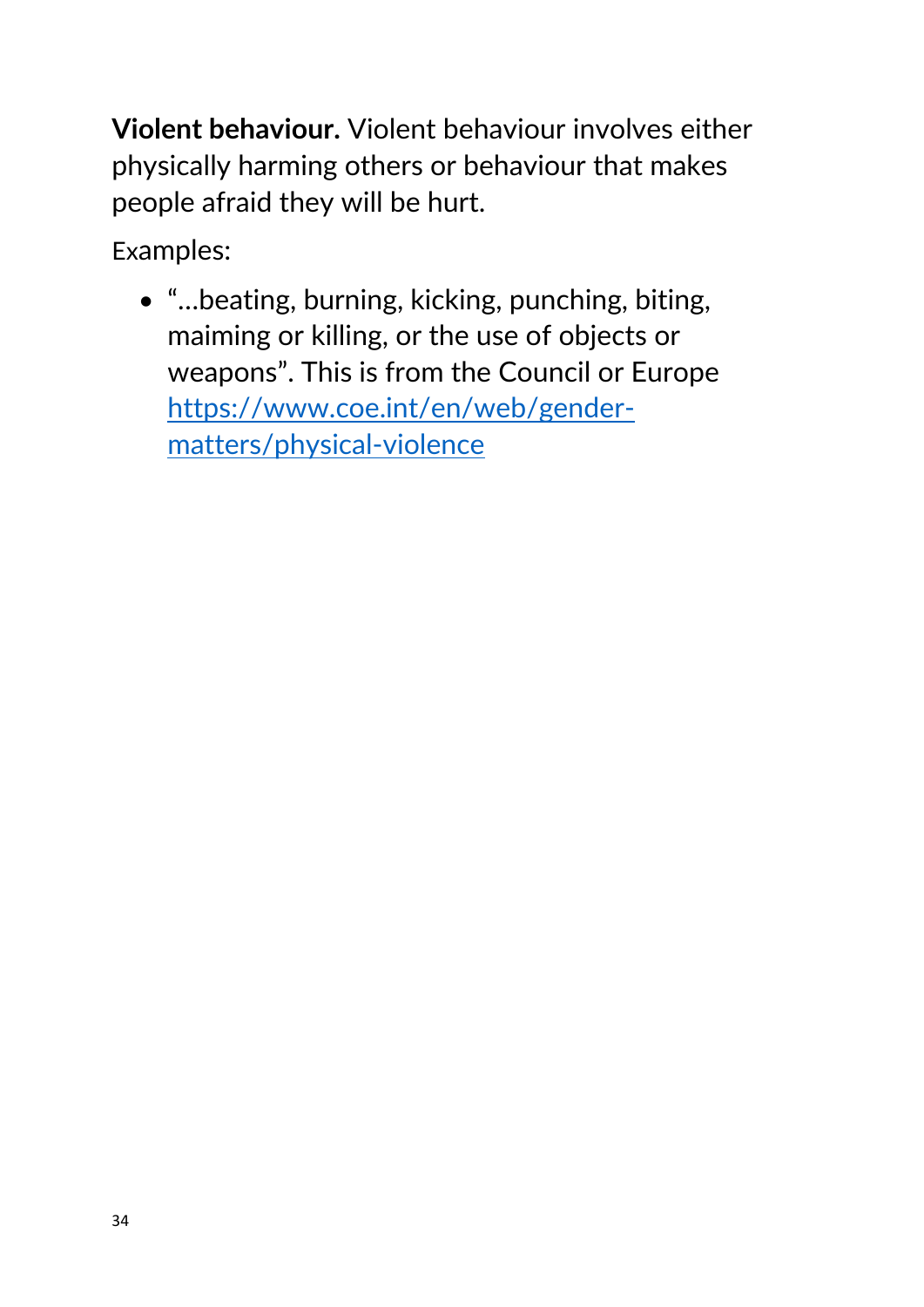**Violent behaviour.** Violent behaviour involves either physically harming others or behaviour that makes people afraid they will be hurt.

Examples:

- "…beating, burning, kicking, punching, biting, maiming or killing, or the use of objects or weapons". This is from the Council or Europe [https://www.coe.int/en/web/gender-matters/physical-violence](https://www.coe.int/en/web/gender-matters/physical-violence)